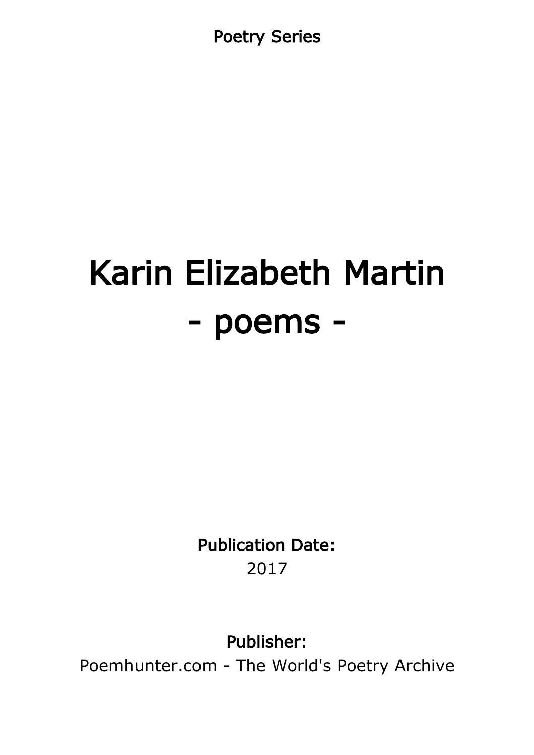Poetry Series

# Karin Elizabeth Martin
# - poems -

**Publication Date:**
2017

**Publisher:**
Poemhunter.com - The World's Poetry Archive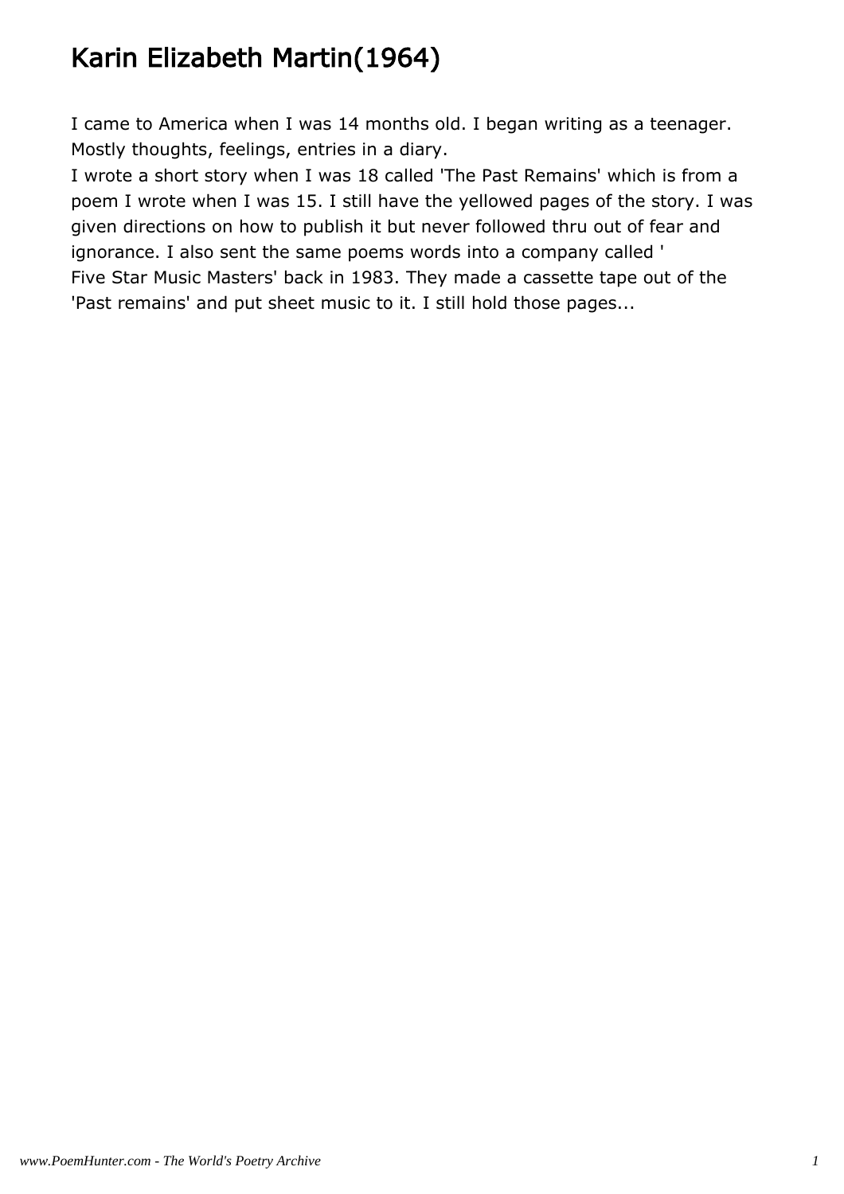# Karin Elizabeth Martin(1964)

I came to America when I was 14 months old. I began writing as a teenager. Mostly thoughts, feelings, entries in a diary.
I wrote a short story when I was 18 called 'The Past Remains' which is from a poem I wrote when I was 15. I still have the yellowed pages of the story. I was given directions on how to publish it but never followed thru out of fear and ignorance. I also sent the same poems words into a company called ' Five Star Music Masters' back in 1983. They made a cassette tape out of the 'Past remains' and put sheet music to it. I still hold those pages...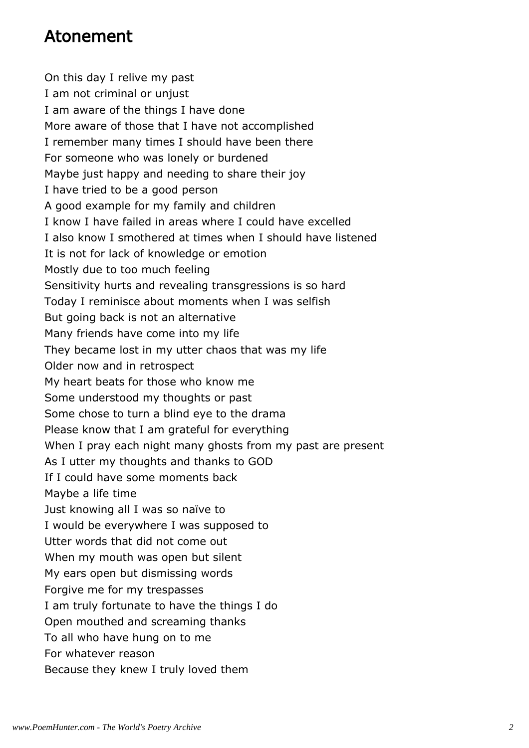# Atonement

On this day I relive my past  
I am not criminal or unjust  
I am aware of the things I have done  
More aware of those that I have not accomplished  
I remember many times I should have been there  
For someone who was lonely or burdened  
Maybe just happy and needing to share their joy  
I have tried to be a good person  
A good example for my family and children  
I know I have failed in areas where I could have excelled  
I also know I smothered at times when I should have listened  
It is not for lack of knowledge or emotion  
Mostly due to too much feeling  
Sensitivity hurts and revealing transgressions is so hard  
Today I reminisce about moments when I was selfish  
But going back is not an alternative  
Many friends have come into my life  
They became lost in my utter chaos that was my life  
Older now and in retrospect  
My heart beats for those who know me  
Some understood my thoughts or past  
Some chose to turn a blind eye to the drama  
Please know that I am grateful for everything  
When I pray each night many ghosts from my past are present  
As I utter my thoughts and thanks to GOD  
If I could have some moments back  
Maybe a life time  
Just knowing all I was so naïve to  
I would be everywhere I was supposed to  
Utter words that did not come out  
When my mouth was open but silent  
My ears open but dismissing words  
Forgive me for my trespasses  
I am truly fortunate to have the things I do  
Open mouthed and screaming thanks  
To all who have hung on to me  
For whatever reason  
Because they knew I truly loved them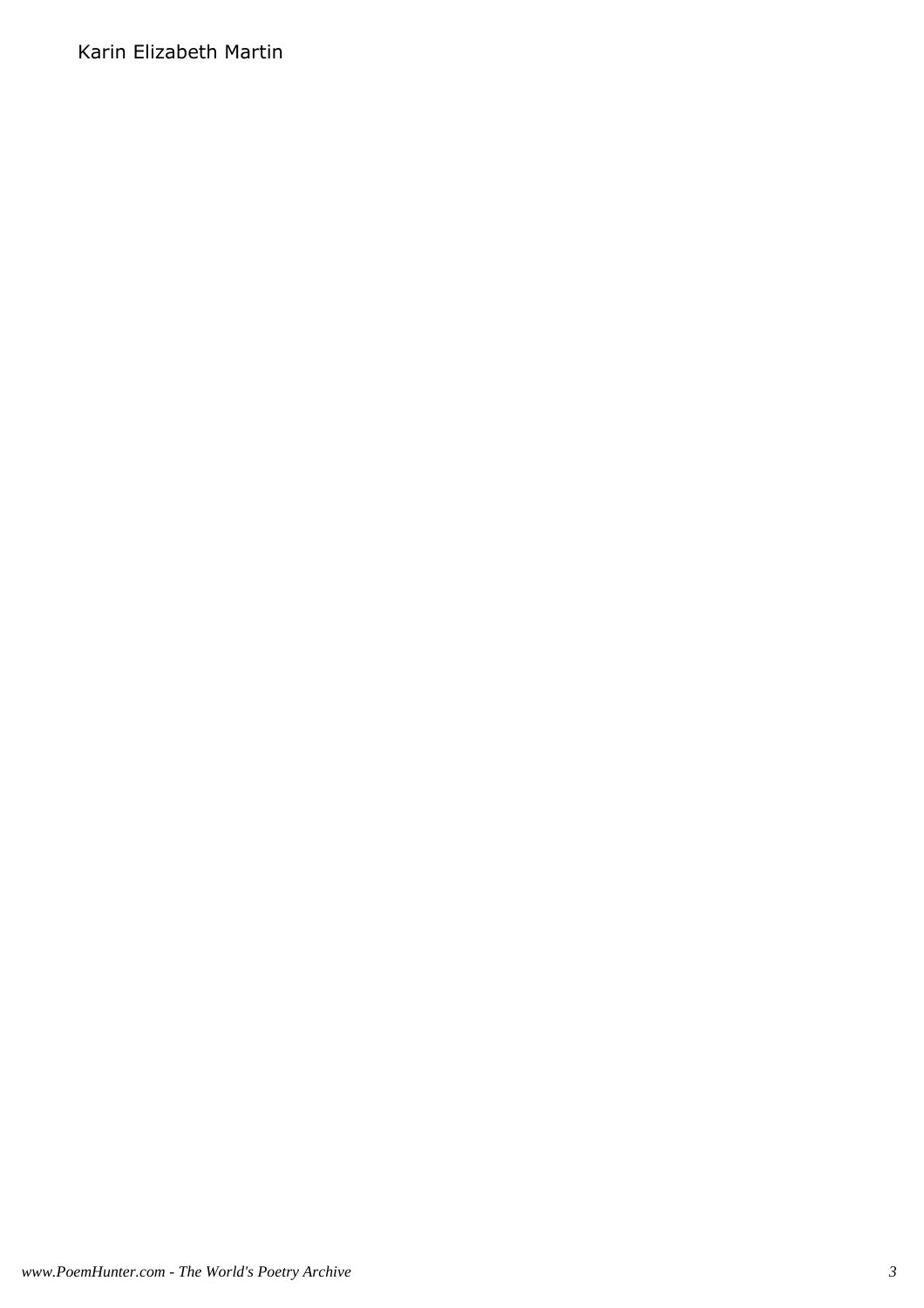Karin Elizabeth Martin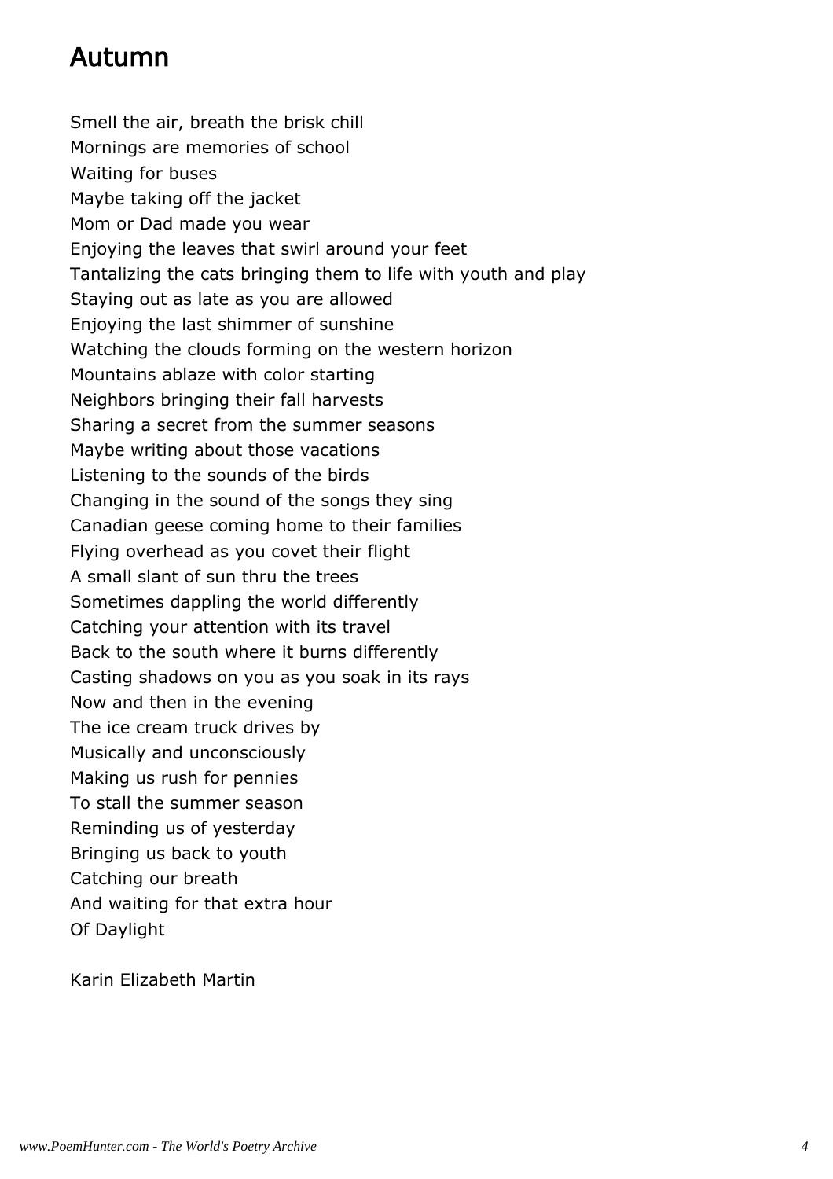# Autumn

Smell the air, breath the brisk chill  
Mornings are memories of school  
Waiting for buses  
Maybe taking off the jacket  
Mom or Dad made you wear  
Enjoying the leaves that swirl around your feet  
Tantalizing the cats bringing them to life with youth and play  
Staying out as late as you are allowed  
Enjoying the last shimmer of sunshine  
Watching the clouds forming on the western horizon  
Mountains ablaze with color starting  
Neighbors bringing their fall harvests  
Sharing a secret from the summer seasons  
Maybe writing about those vacations  
Listening to the sounds of the birds  
Changing in the sound of the songs they sing  
Canadian geese coming home to their families  
Flying overhead as you covet their flight  
A small slant of sun thru the trees  
Sometimes dappling the world differently  
Catching your attention with its travel  
Back to the south where it burns differently  
Casting shadows on you as you soak in its rays  
Now and then in the evening  
The ice cream truck drives by  
Musically and unconsciously  
Making us rush for pennies  
To stall the summer season  
Reminding us of yesterday  
Bringing us back to youth  
Catching our breath  
And waiting for that extra hour  
Of Daylight

Karin Elizabeth Martin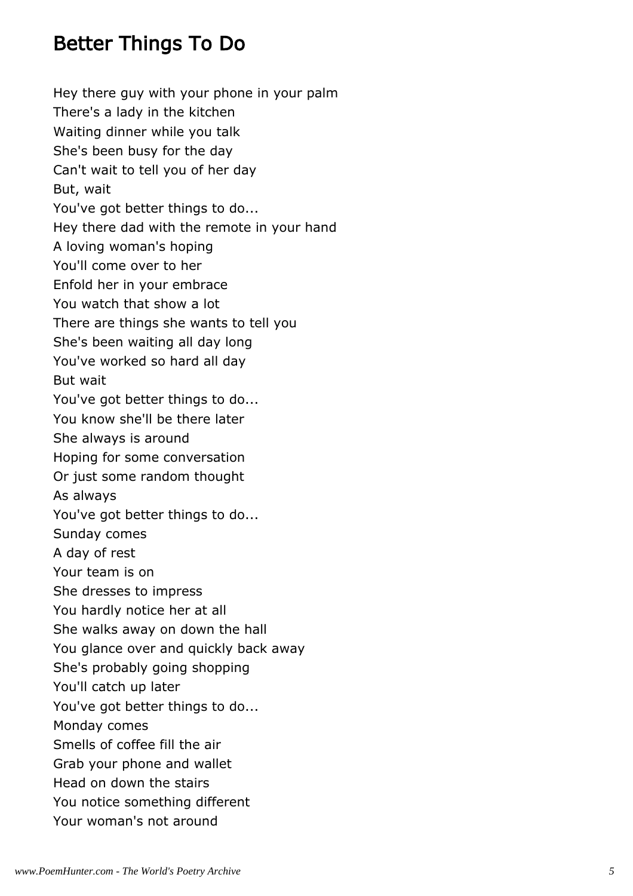## Better Things To Do

Hey there guy with your phone in your palm  
There's a lady in the kitchen  
Waiting dinner while you talk  
She's been busy for the day  
Can't wait to tell you of her day  
But, wait  
You've got better things to do...  
Hey there dad with the remote in your hand  
A loving woman's hoping  
You'll come over to her  
Enfold her in your embrace  
You watch that show a lot  
There are things she wants to tell you  
She's been waiting all day long  
You've worked so hard all day  
But wait  
You've got better things to do...  
You know she'll be there later  
She always is around  
Hoping for some conversation  
Or just some random thought  
As always  
You've got better things to do...  
Sunday comes  
A day of rest  
Your team is on  
She dresses to impress  
You hardly notice her at all  
She walks away on down the hall  
You glance over and quickly back away  
She's probably going shopping  
You'll catch up later  
You've got better things to do...  
Monday comes  
Smells of coffee fill the air  
Grab your phone and wallet  
Head on down the stairs  
You notice something different  
Your woman's not around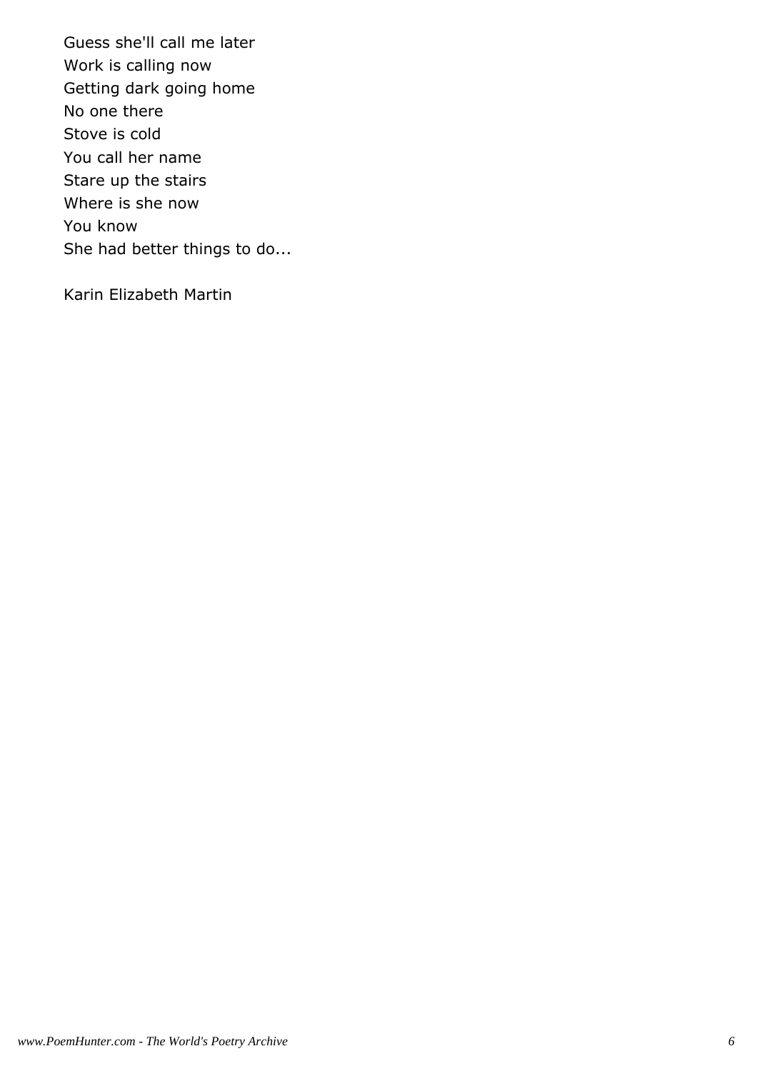Guess she'll call me later  
Work is calling now  
Getting dark going home  
No one there  
Stove is cold  
You call her name  
Stare up the stairs  
Where is she now  
You know  
She had better things to do...

Karin Elizabeth Martin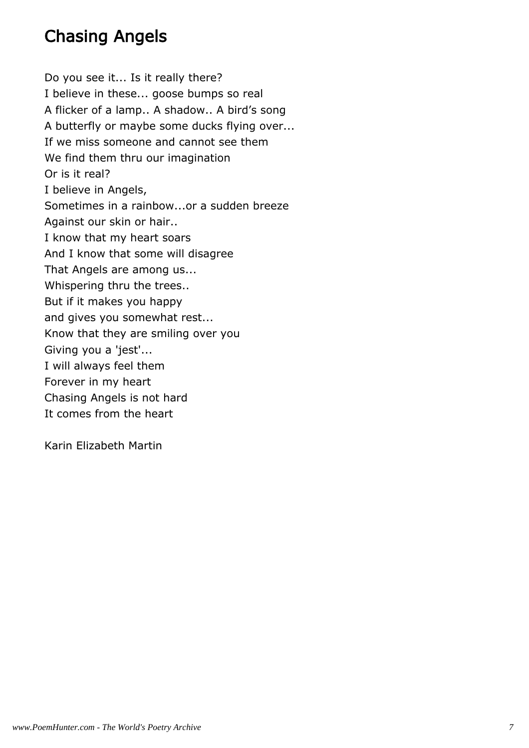## Chasing Angels

Do you see it... Is it really there?
I believe in these... goose bumps so real
A flicker of a lamp.. A shadow.. A bird's song
A butterfly or maybe some ducks flying over...
If we miss someone and cannot see them
We find them thru our imagination
Or is it real?
I believe in Angels,
Sometimes in a rainbow...or a sudden breeze
Against our skin or hair..
I know that my heart soars
And I know that some will disagree
That Angels are among us...
Whispering thru the trees..
But if it makes you happy
and gives you somewhat rest...
Know that they are smiling over you
Giving you a 'jest'...
I will always feel them
Forever in my heart
Chasing Angels is not hard
It comes from the heart

Karin Elizabeth Martin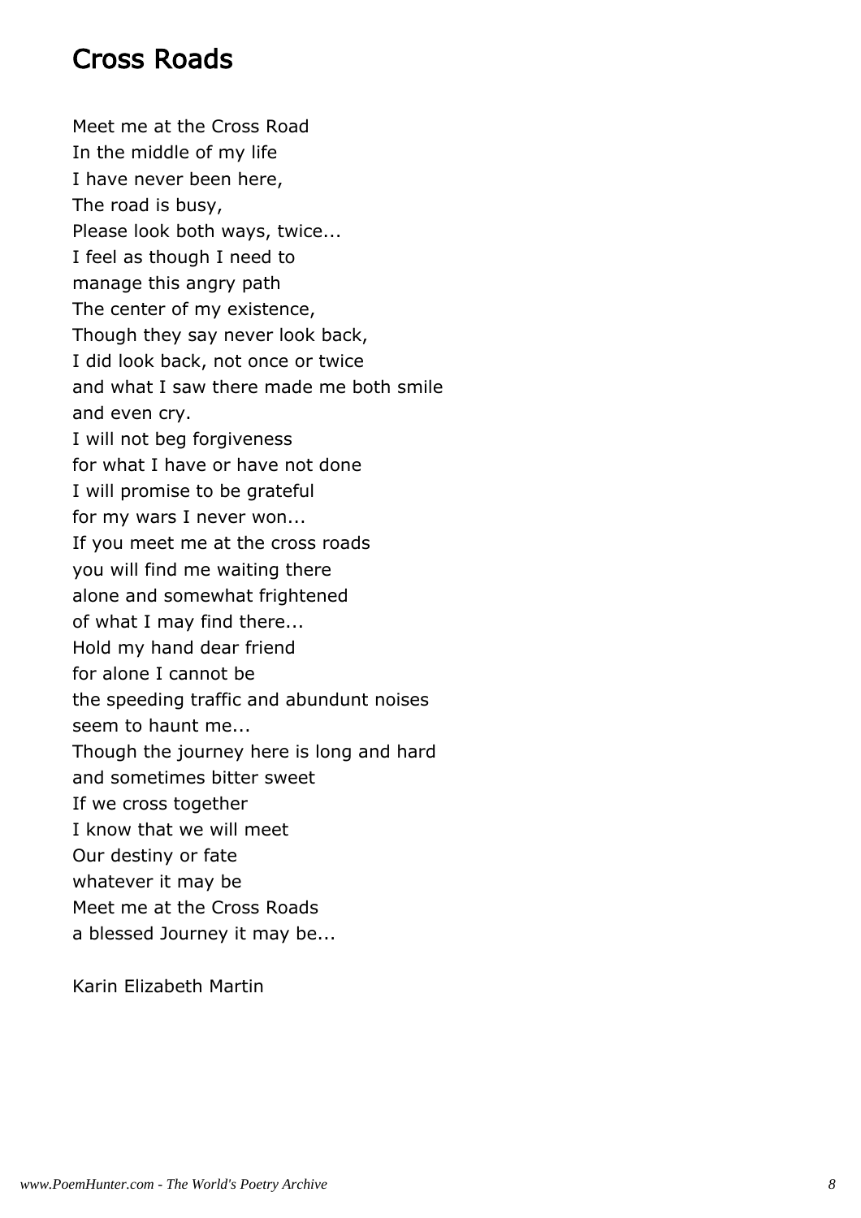## Cross Roads

Meet me at the Cross Road  
In the middle of my life  
I have never been here,  
The road is busy,  
Please look both ways, twice...  
I feel as though I need to  
manage this angry path  
The center of my existence,  
Though they say never look back,  
I did look back, not once or twice  
and what I saw there made me both smile  
and even cry.  
I will not beg forgiveness  
for what I have or have not done  
I will promise to be grateful  
for my wars I never won...  
If you meet me at the cross roads  
you will find me waiting there  
alone and somewhat frightened  
of what I may find there...  
Hold my hand dear friend  
for alone I cannot be  
the speeding traffic and abundunt noises  
seem to haunt me...  
Though the journey here is long and hard  
and sometimes bitter sweet  
If we cross together  
I know that we will meet  
Our destiny or fate  
whatever it may be  
Meet me at the Cross Roads  
a blessed Journey it may be...

Karin Elizabeth Martin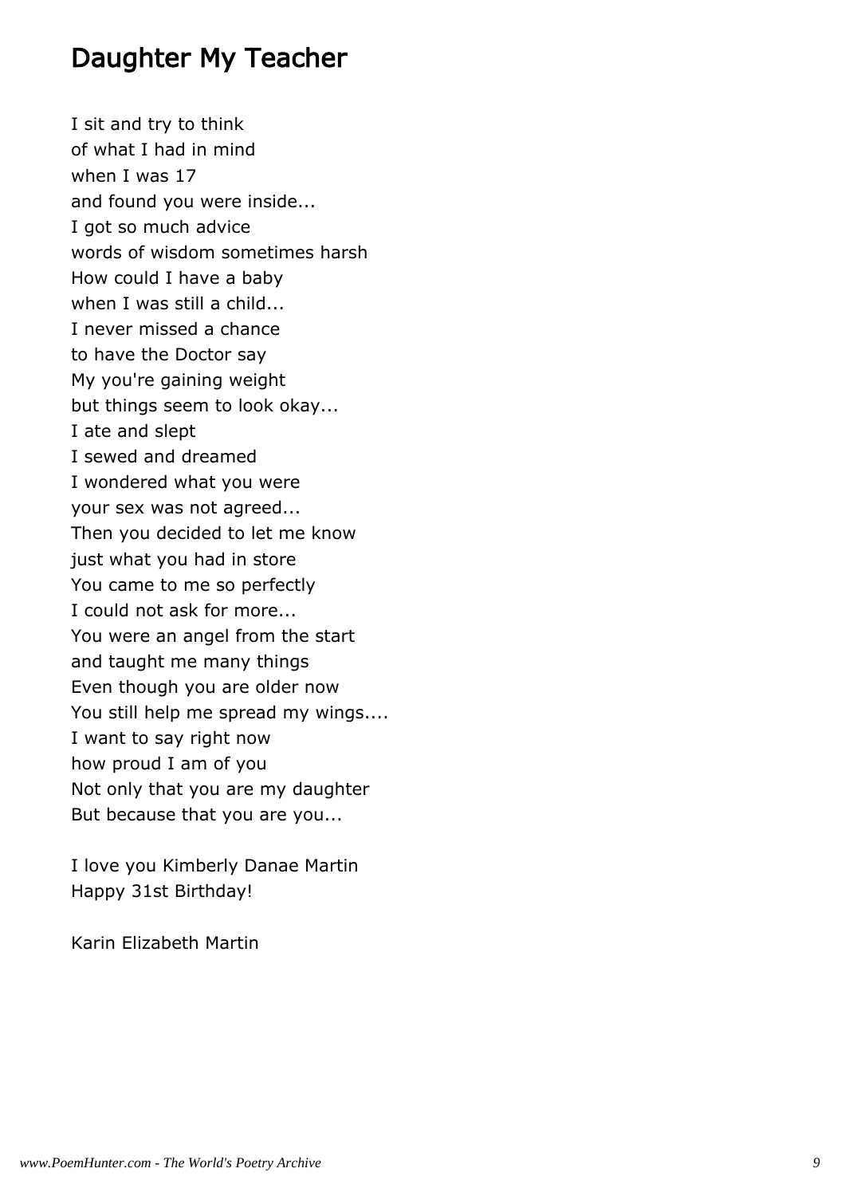## Daughter My Teacher

I sit and try to think  
of what I had in mind  
when I was 17  
and found you were inside...  
I got so much advice  
words of wisdom sometimes harsh  
How could I have a baby  
when I was still a child...  
I never missed a chance  
to have the Doctor say  
My you're gaining weight  
but things seem to look okay...  
I ate and slept  
I sewed and dreamed  
I wondered what you were  
your sex was not agreed...  
Then you decided to let me know  
just what you had in store  
You came to me so perfectly  
I could not ask for more...  
You were an angel from the start  
and taught me many things  
Even though you are older now  
You still help me spread my wings....  
I want to say right now  
how proud I am of you  
Not only that you are my daughter  
But because that you are you...

I love you Kimberly Danae Martin  
Happy 31st Birthday!

Karin Elizabeth Martin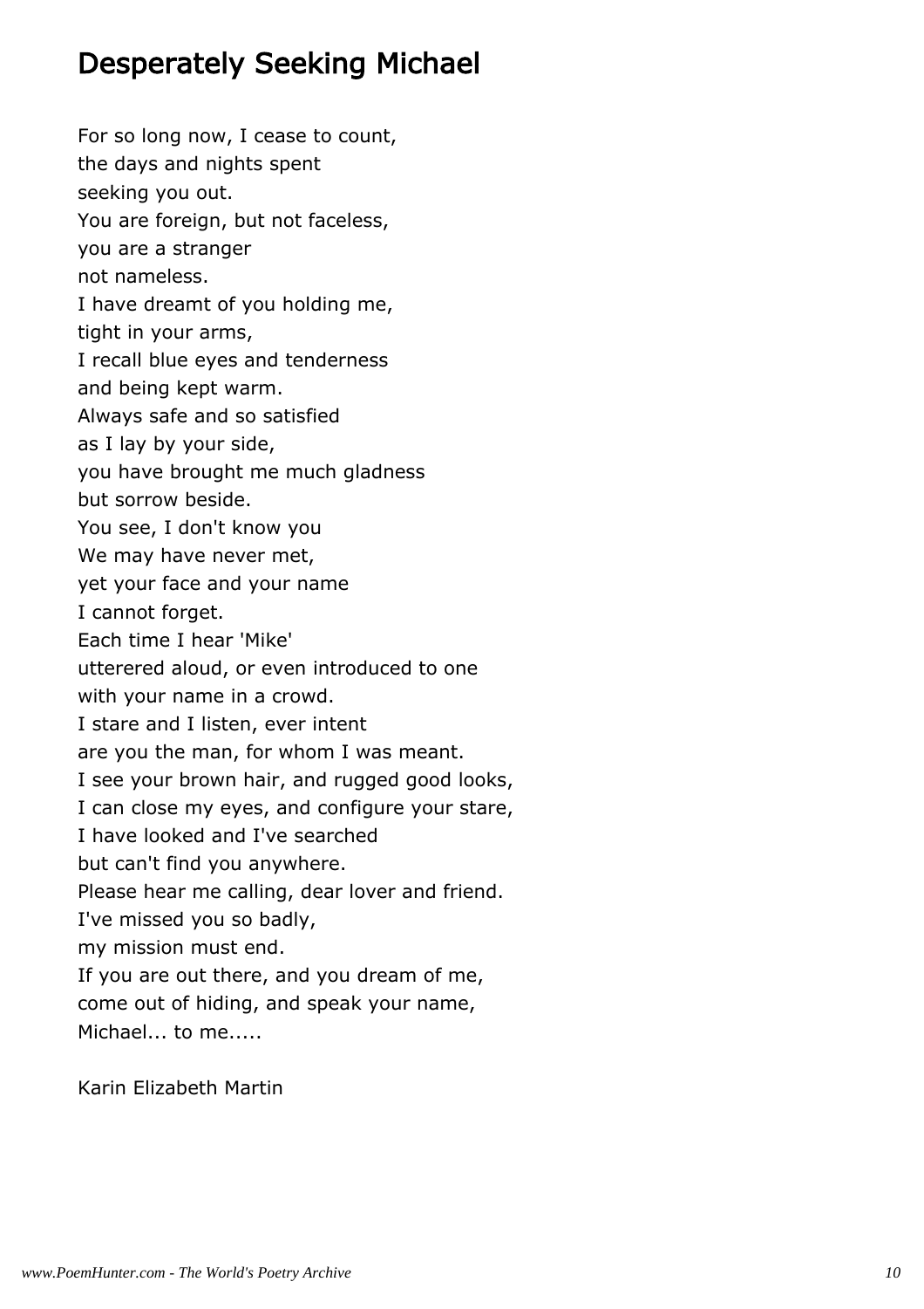# Desperately Seeking Michael

For so long now, I cease to count,  
the days and nights spent  
seeking you out.  
You are foreign, but not faceless,  
you are a stranger  
not nameless.  
I have dreamt of you holding me,  
tight in your arms,  
I recall blue eyes and tenderness  
and being kept warm.  
Always safe and so satisfied  
as I lay by your side,  
you have brought me much gladness  
but sorrow beside.  
You see, I don't know you  
We may have never met,  
yet your face and your name  
I cannot forget.  
Each time I hear 'Mike'  
utterered aloud, or even introduced to one  
with your name in a crowd.  
I stare and I listen, ever intent  
are you the man, for whom I was meant.  
I see your brown hair, and rugged good looks,  
I can close my eyes, and configure your stare,  
I have looked and I've searched  
but can't find you anywhere.  
Please hear me calling, dear lover and friend.  
I've missed you so badly,  
my mission must end.  
If you are out there, and you dream of me,  
come out of hiding, and speak your name,  
Michael... to me.....

Karin Elizabeth Martin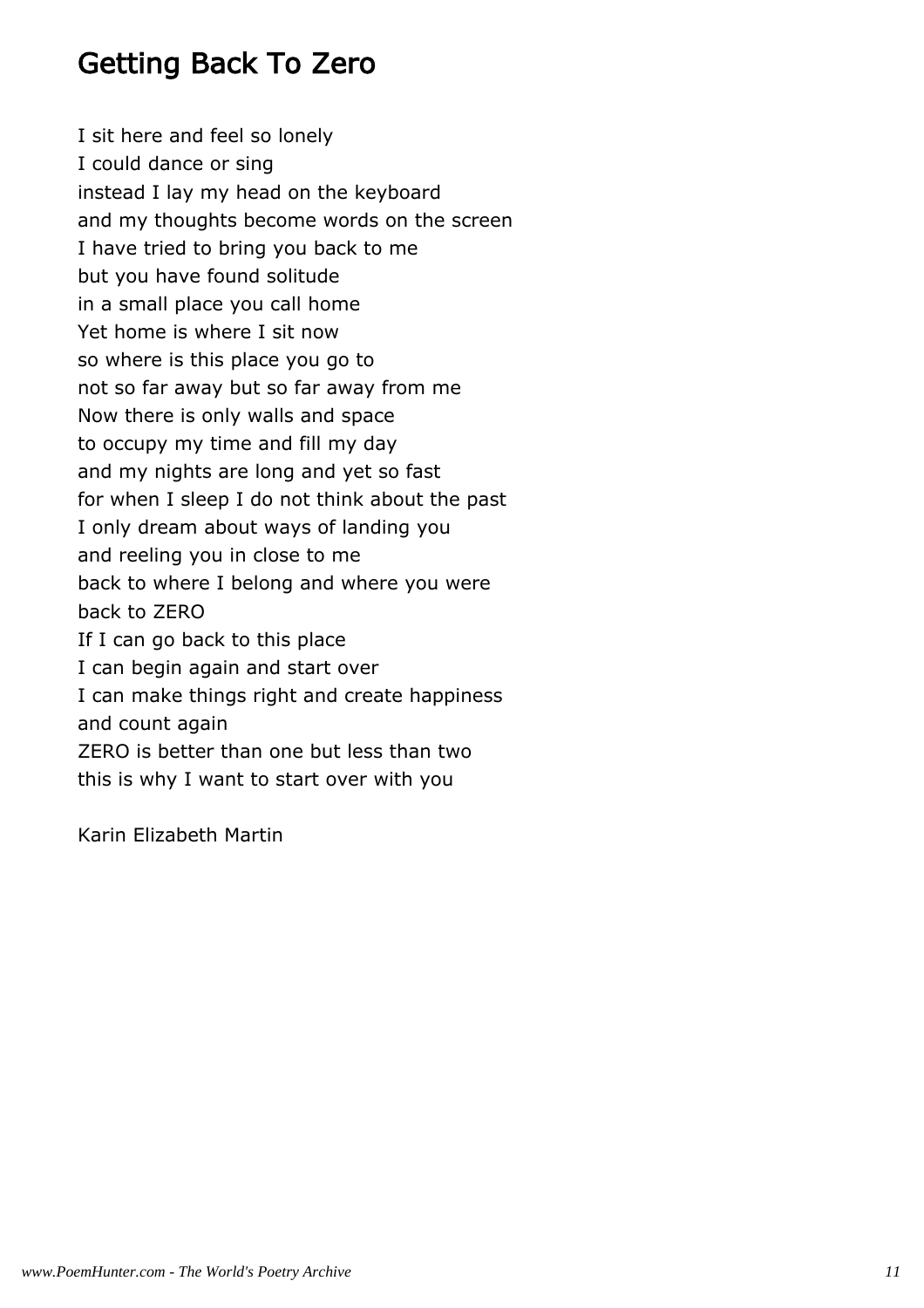## Getting Back To Zero

I sit here and feel so lonely
I could dance or sing
instead I lay my head on the keyboard
and my thoughts become words on the screen
I have tried to bring you back to me
but you have found solitude
in a small place you call home
Yet home is where I sit now
so where is this place you go to
not so far away but so far away from me
Now there is only walls and space
to occupy my time and fill my day
and my nights are long and yet so fast
for when I sleep I do not think about the past
I only dream about ways of landing you
and reeling you in close to me
back to where I belong and where you were
back to ZERO
If I can go back to this place
I can begin again and start over
I can make things right and create happiness
and count again
ZERO is better than one but less than two
this is why I want to start over with you

Karin Elizabeth Martin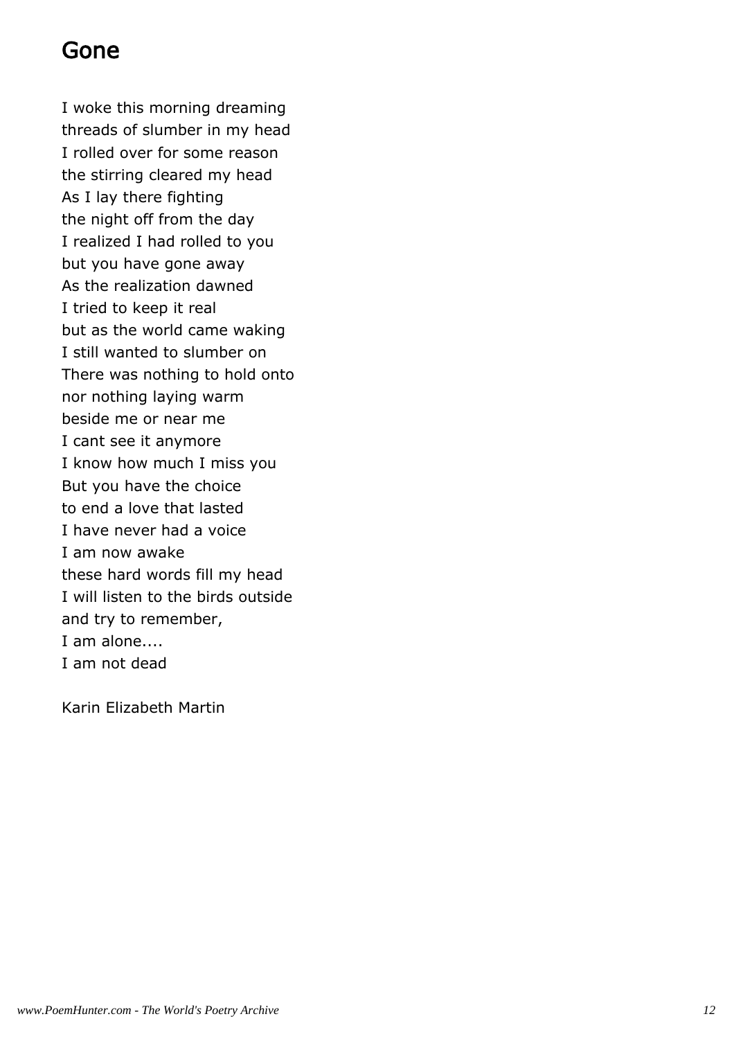# Gone

I woke this morning dreaming
threads of slumber in my head
I rolled over for some reason
the stirring cleared my head
As I lay there fighting
the night off from the day
I realized I had rolled to you
but you have gone away
As the realization dawned
I tried to keep it real
but as the world came waking
I still wanted to slumber on
There was nothing to hold onto
nor nothing laying warm
beside me or near me
I cant see it anymore
I know how much I miss you
But you have the choice
to end a love that lasted
I have never had a voice
I am now awake
these hard words fill my head
I will listen to the birds outside
and try to remember,
I am alone....
I am not dead

Karin Elizabeth Martin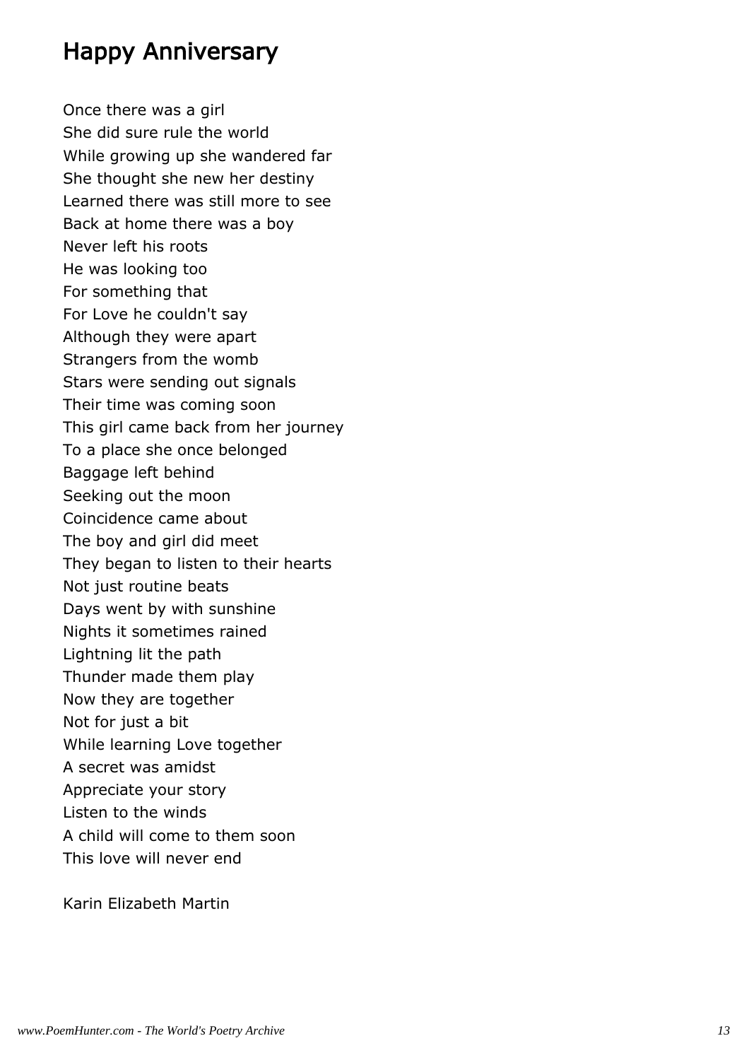## Happy Anniversary

Once there was a girl  
She did sure rule the world  
While growing up she wandered far  
She thought she new her destiny  
Learned there was still more to see  
Back at home there was a boy  
Never left his roots  
He was looking too  
For something that  
For Love he couldn't say  
Although they were apart  
Strangers from the womb  
Stars were sending out signals  
Their time was coming soon  
This girl came back from her journey  
To a place she once belonged  
Baggage left behind  
Seeking out the moon  
Coincidence came about  
The boy and girl did meet  
They began to listen to their hearts  
Not just routine beats  
Days went by with sunshine  
Nights it sometimes rained  
Lightning lit the path  
Thunder made them play  
Now they are together  
Not for just a bit  
While learning Love together  
A secret was amidst  
Appreciate your story  
Listen to the winds  
A child will come to them soon  
This love will never end

Karin Elizabeth Martin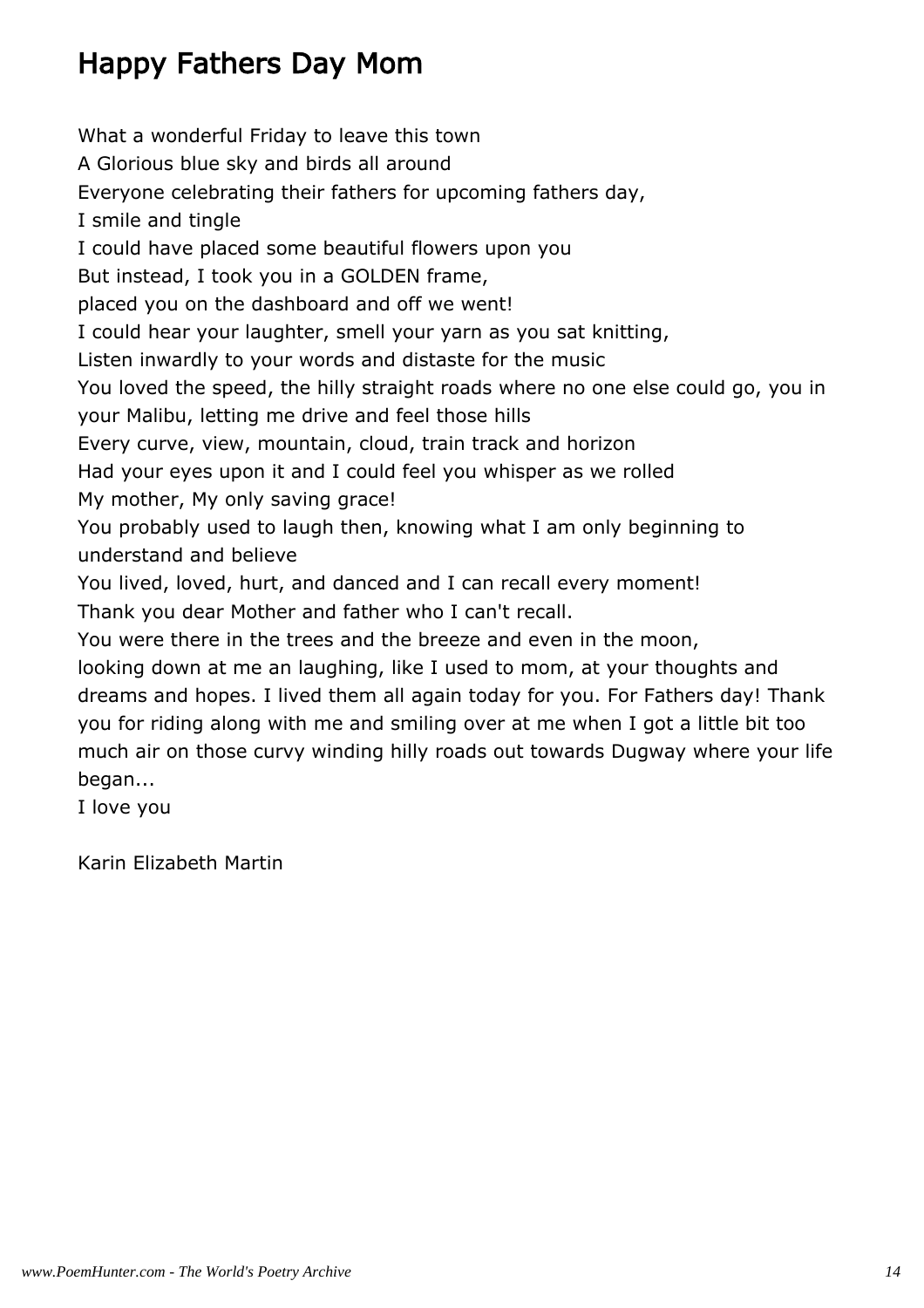# Happy Fathers Day Mom

What a wonderful Friday to leave this town  
A Glorious blue sky and birds all around  
Everyone celebrating their fathers for upcoming fathers day,  
I smile and tingle  
I could have placed some beautiful flowers upon you  
But instead, I took you in a GOLDEN frame,  
placed you on the dashboard and off we went!  
I could hear your laughter, smell your yarn as you sat knitting,  
Listen inwardly to your words and distaste for the music  
You loved the speed, the hilly straight roads where no one else could go, you in your Malibu, letting me drive and feel those hills  
Every curve, view, mountain, cloud, train track and horizon  
Had your eyes upon it and I could feel you whisper as we rolled  
My mother, My only saving grace!  
You probably used to laugh then, knowing what I am only beginning to understand and believe  
You lived, loved, hurt, and danced and I can recall every moment!  
Thank you dear Mother and father who I can't recall.  
You were there in the trees and the breeze and even in the moon,  
looking down at me an laughing, like I used to mom, at your thoughts and dreams and hopes. I lived them all again today for you. For Fathers day! Thank you for riding along with me and smiling over at me when I got a little bit too much air on those curvy winding hilly roads out towards Dugway where your life began...  
I love you

Karin Elizabeth Martin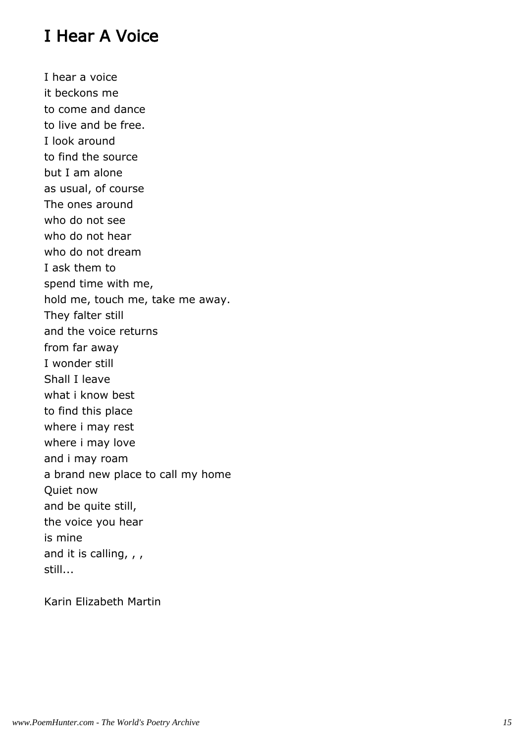# I Hear A Voice

I hear a voice
it beckons me
to come and dance
to live and be free.
I look around
to find the source
but I am alone
as usual, of course
The ones around
who do not see
who do not hear
who do not dream
I ask them to
spend time with me,
hold me, touch me, take me away.
They falter still
and the voice returns
from far away
I wonder still
Shall I leave
what i know best
to find this place
where i may rest
where i may love
and i may roam
a brand new place to call my home
Quiet now
and be quite still,
the voice you hear
is mine
and it is calling, , ,
still...

Karin Elizabeth Martin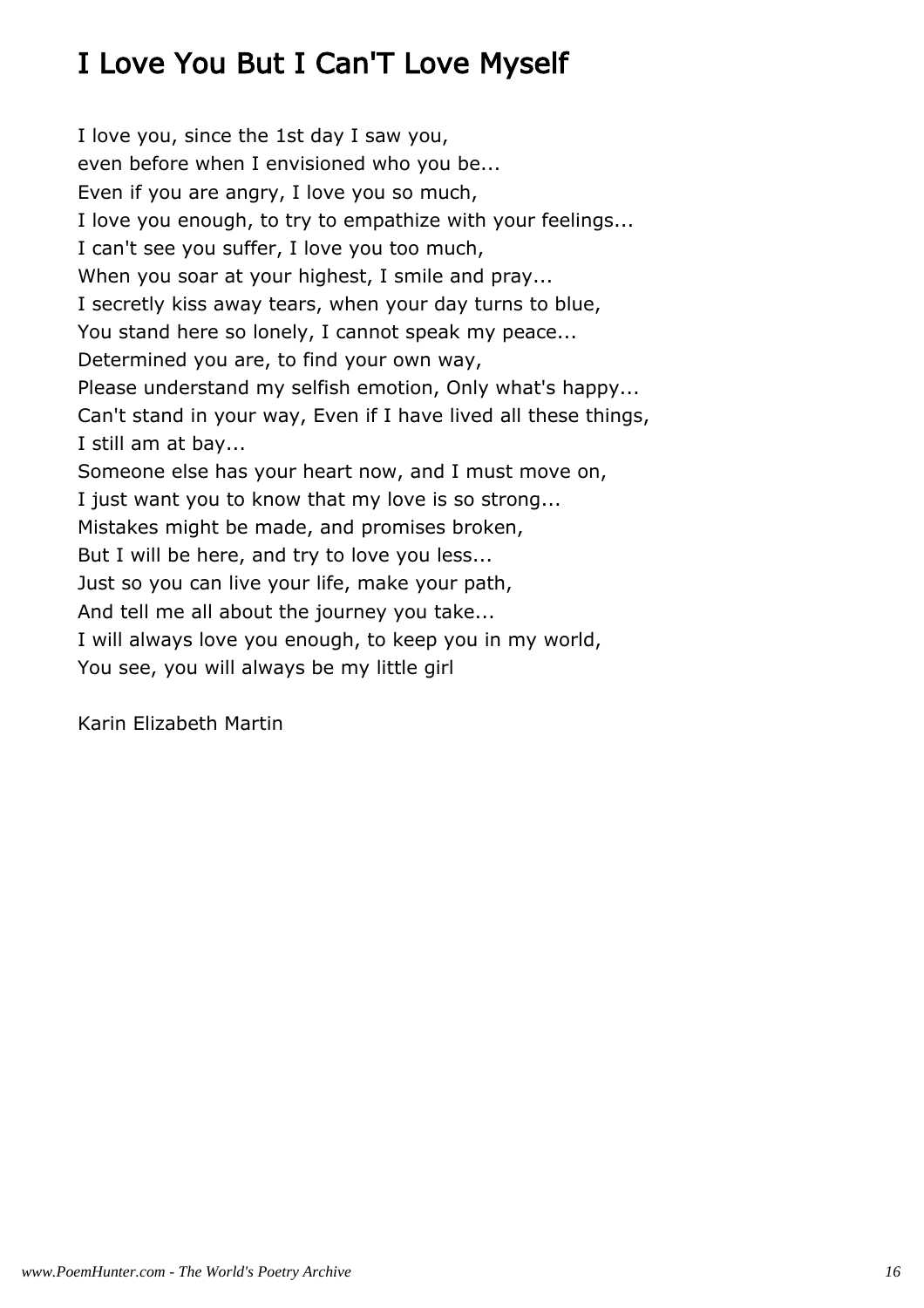# I Love You But I Can'T Love Myself

I love you, since the 1st day I saw you,  
even before when I envisioned who you be...  
Even if you are angry, I love you so much,  
I love you enough, to try to empathize with your feelings...  
I can't see you suffer, I love you too much,  
When you soar at your highest, I smile and pray...  
I secretly kiss away tears, when your day turns to blue,  
You stand here so lonely, I cannot speak my peace...  
Determined you are, to find your own way,  
Please understand my selfish emotion, Only what's happy...  
Can't stand in your way, Even if I have lived all these things,  
I still am at bay...  
Someone else has your heart now, and I must move on,  
I just want you to know that my love is so strong...  
Mistakes might be made, and promises broken,  
But I will be here, and try to love you less...  
Just so you can live your life, make your path,  
And tell me all about the journey you take...  
I will always love you enough, to keep you in my world,  
You see, you will always be my little girl

Karin Elizabeth Martin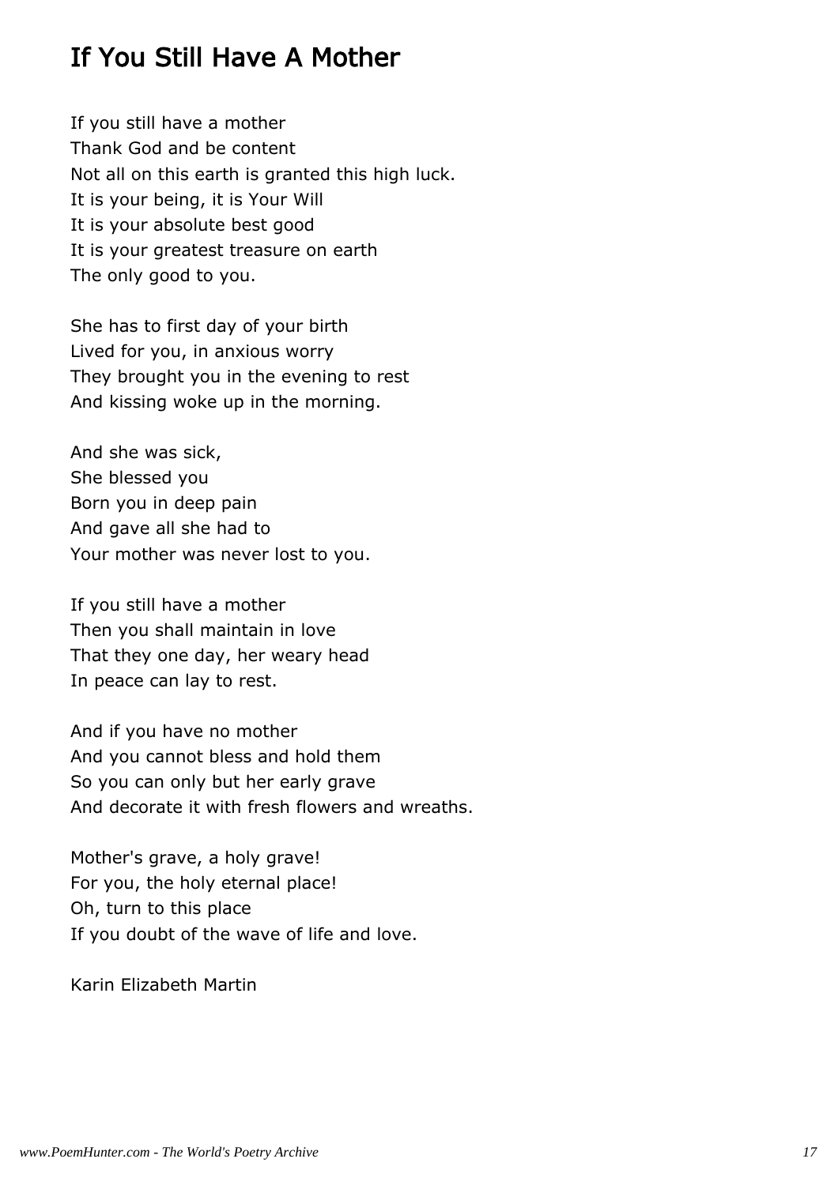# If You Still Have A Mother

If you still have a mother
Thank God and be content
Not all on this earth is granted this high luck.
It is your being, it is Your Will
It is your absolute best good
It is your greatest treasure on earth
The only good to you.

She has to first day of your birth
Lived for you, in anxious worry
They brought you in the evening to rest
And kissing woke up in the morning.

And she was sick,
She blessed you
Born you in deep pain
And gave all she had to
Your mother was never lost to you.

If you still have a mother
Then you shall maintain in love
That they one day, her weary head
In peace can lay to rest.

And if you have no mother
And you cannot bless and hold them
So you can only but her early grave
And decorate it with fresh flowers and wreaths.

Mother's grave, a holy grave!
For you, the holy eternal place!
Oh, turn to this place
If you doubt of the wave of life and love.

Karin Elizabeth Martin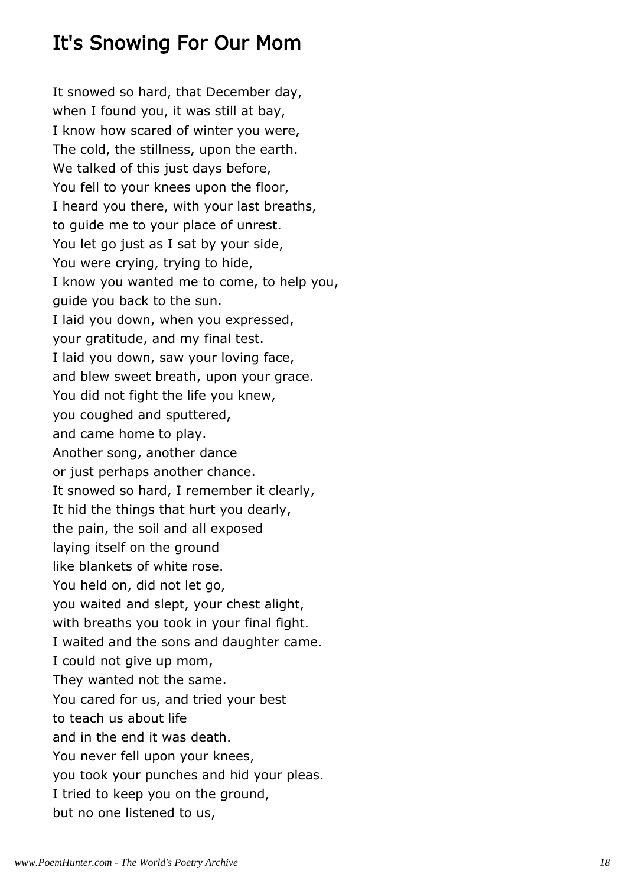# It's Snowing For Our Mom

It snowed so hard, that December day,  
when I found you, it was still at bay,  
I know how scared of winter you were,  
The cold, the stillness, upon the earth.  
We talked of this just days before,  
You fell to your knees upon the floor,  
I heard you there, with your last breaths,  
to guide me to your place of unrest.  
You let go just as I sat by your side,  
You were crying, trying to hide,  
I know you wanted me to come, to help you,  
guide you back to the sun.  
I laid you down, when you expressed,  
your gratitude, and my final test.  
I laid you down, saw your loving face,  
and blew sweet breath, upon your grace.  
You did not fight the life you knew,  
you coughed and sputtered,  
and came home to play.  
Another song, another dance  
or just perhaps another chance.  
It snowed so hard, I remember it clearly,  
It hid the things that hurt you dearly,  
the pain, the soil and all exposed  
laying itself on the ground  
like blankets of white rose.  
You held on, did not let go,  
you waited and slept, your chest alight,  
with breaths you took in your final fight.  
I waited and the sons and daughter came.  
I could not give up mom,  
They wanted not the same.  
You cared for us, and tried your best  
to teach us about life  
and in the end it was death.  
You never fell upon your knees,  
you took your punches and hid your pleas.  
I tried to keep you on the ground,  
but no one listened to us,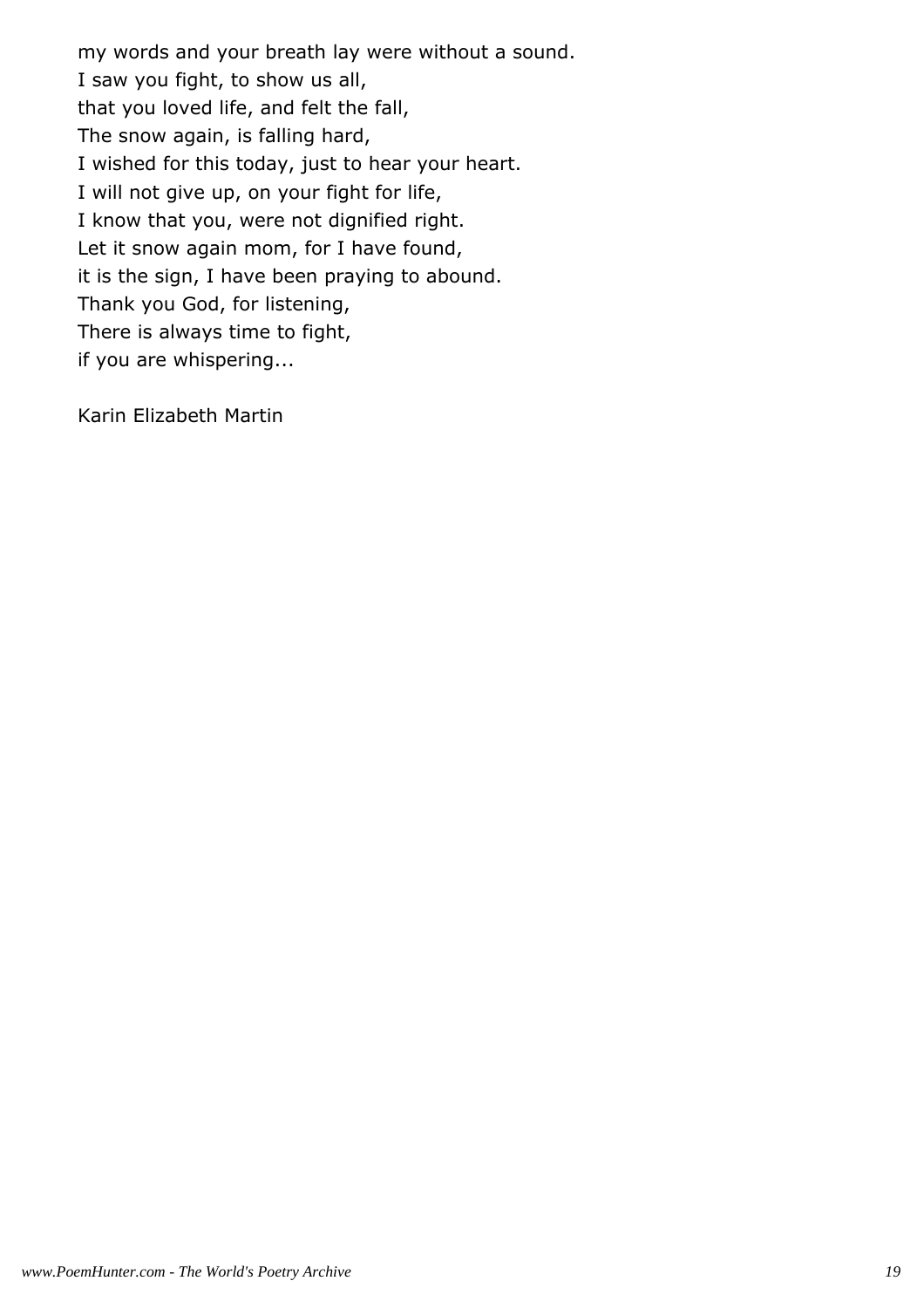my words and your breath lay were without a sound.
I saw you fight, to show us all,
that you loved life, and felt the fall,
The snow again, is falling hard,
I wished for this today, just to hear your heart.
I will not give up, on your fight for life,
I know that you, were not dignified right.
Let it snow again mom, for I have found,
it is the sign, I have been praying to abound.
Thank you God, for listening,
There is always time to fight,
if you are whispering...

Karin Elizabeth Martin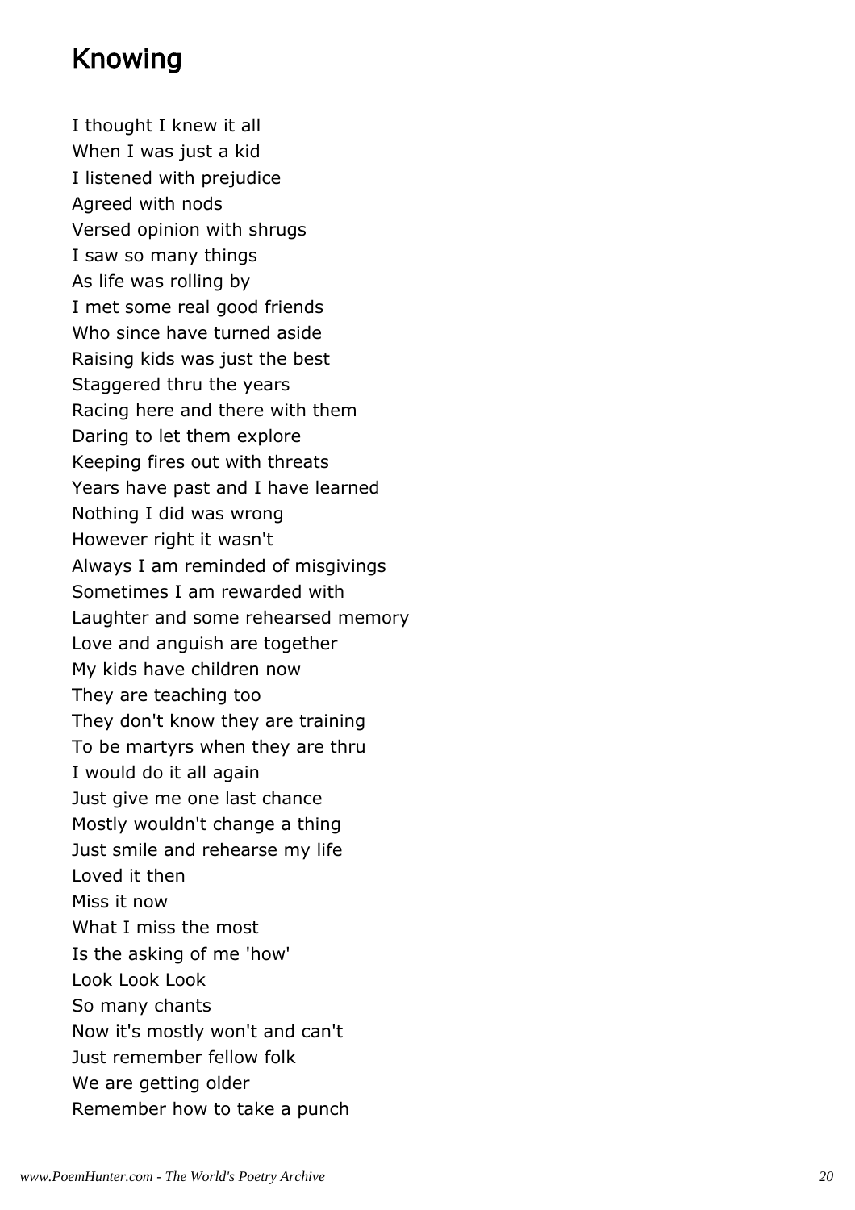# Knowing

I thought I knew it all  
When I was just a kid  
I listened with prejudice  
Agreed with nods  
Versed opinion with shrugs  
I saw so many things  
As life was rolling by  
I met some real good friends  
Who since have turned aside  
Raising kids was just the best  
Staggered thru the years  
Racing here and there with them  
Daring to let them explore  
Keeping fires out with threats  
Years have past and I have learned  
Nothing I did was wrong  
However right it wasn't  
Always I am reminded of misgivings  
Sometimes I am rewarded with  
Laughter and some rehearsed memory  
Love and anguish are together  
My kids have children now  
They are teaching too  
They don't know they are training  
To be martyrs when they are thru  
I would do it all again  
Just give me one last chance  
Mostly wouldn't change a thing  
Just smile and rehearse my life  
Loved it then  
Miss it now  
What I miss the most  
Is the asking of me 'how'  
Look Look Look  
So many chants  
Now it's mostly won't and can't  
Just remember fellow folk  
We are getting older  
Remember how to take a punch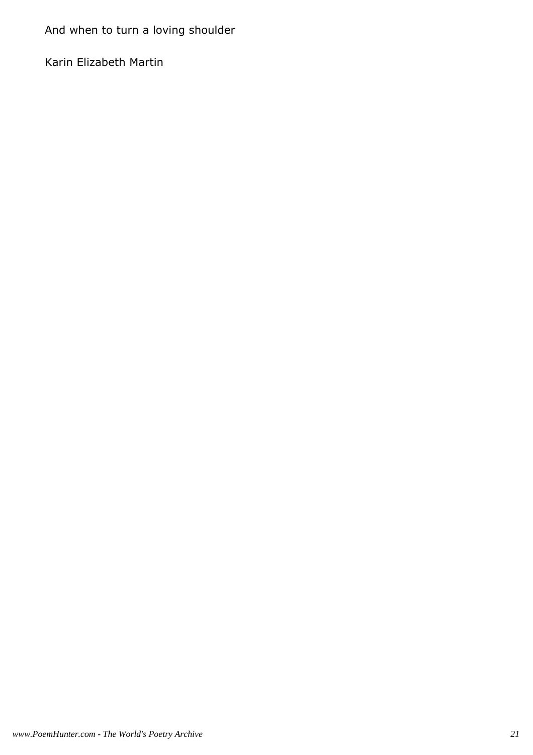And when to turn a loving shoulder

Karin Elizabeth Martin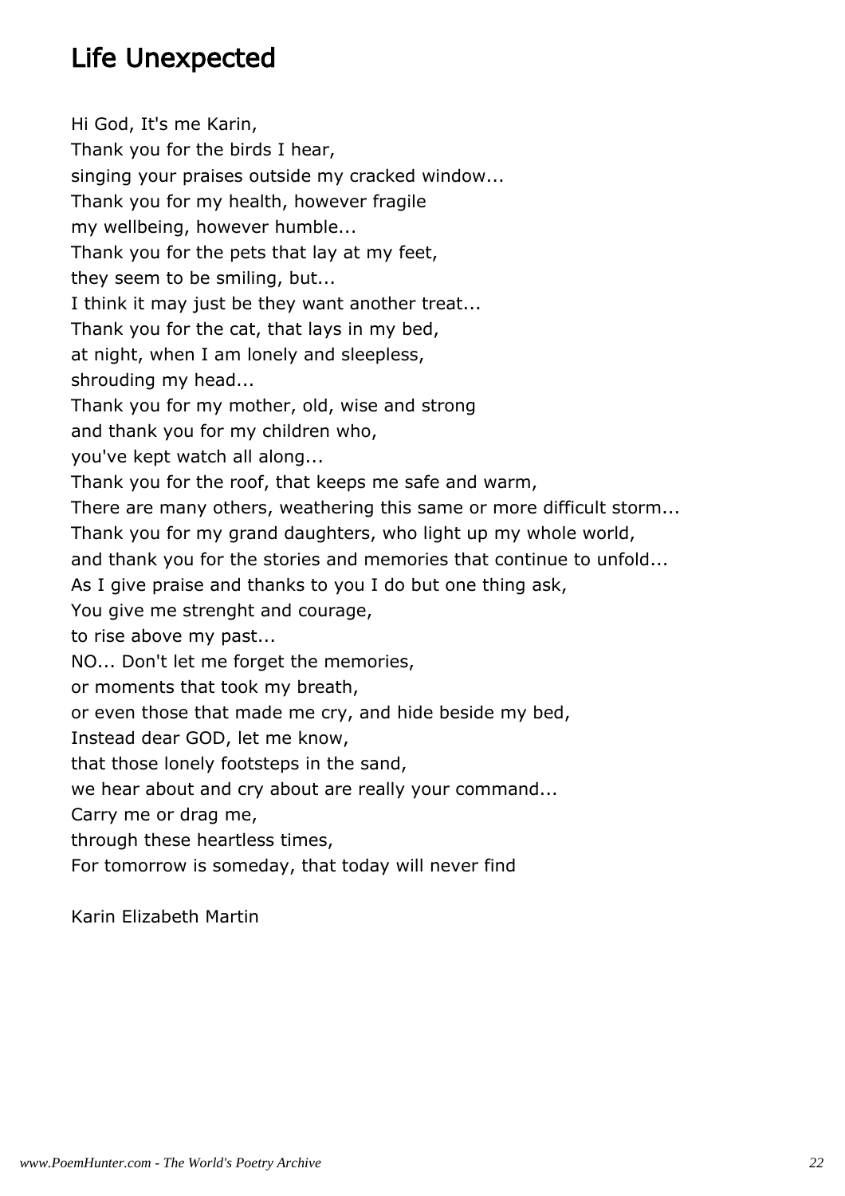# Life Unexpected

Hi God, It's me Karin,  
Thank you for the birds I hear,  
singing your praises outside my cracked window...  
Thank you for my health, however fragile  
my wellbeing, however humble...  
Thank you for the pets that lay at my feet,  
they seem to be smiling, but...  
I think it may just be they want another treat...  
Thank you for the cat, that lays in my bed,  
at night, when I am lonely and sleepless,  
shrouding my head...  
Thank you for my mother, old, wise and strong  
and thank you for my children who,  
you've kept watch all along...  
Thank you for the roof, that keeps me safe and warm,  
There are many others, weathering this same or more difficult storm...  
Thank you for my grand daughters, who light up my whole world,  
and thank you for the stories and memories that continue to unfold...  
As I give praise and thanks to you I do but one thing ask,  
You give me strenght and courage,  
to rise above my past...  
NO... Don't let me forget the memories,  
or moments that took my breath,  
or even those that made me cry, and hide beside my bed,  
Instead dear GOD, let me know,  
that those lonely footsteps in the sand,  
we hear about and cry about are really your command...  
Carry me or drag me,  
through these heartless times,  
For tomorrow is someday, that today will never find

Karin Elizabeth Martin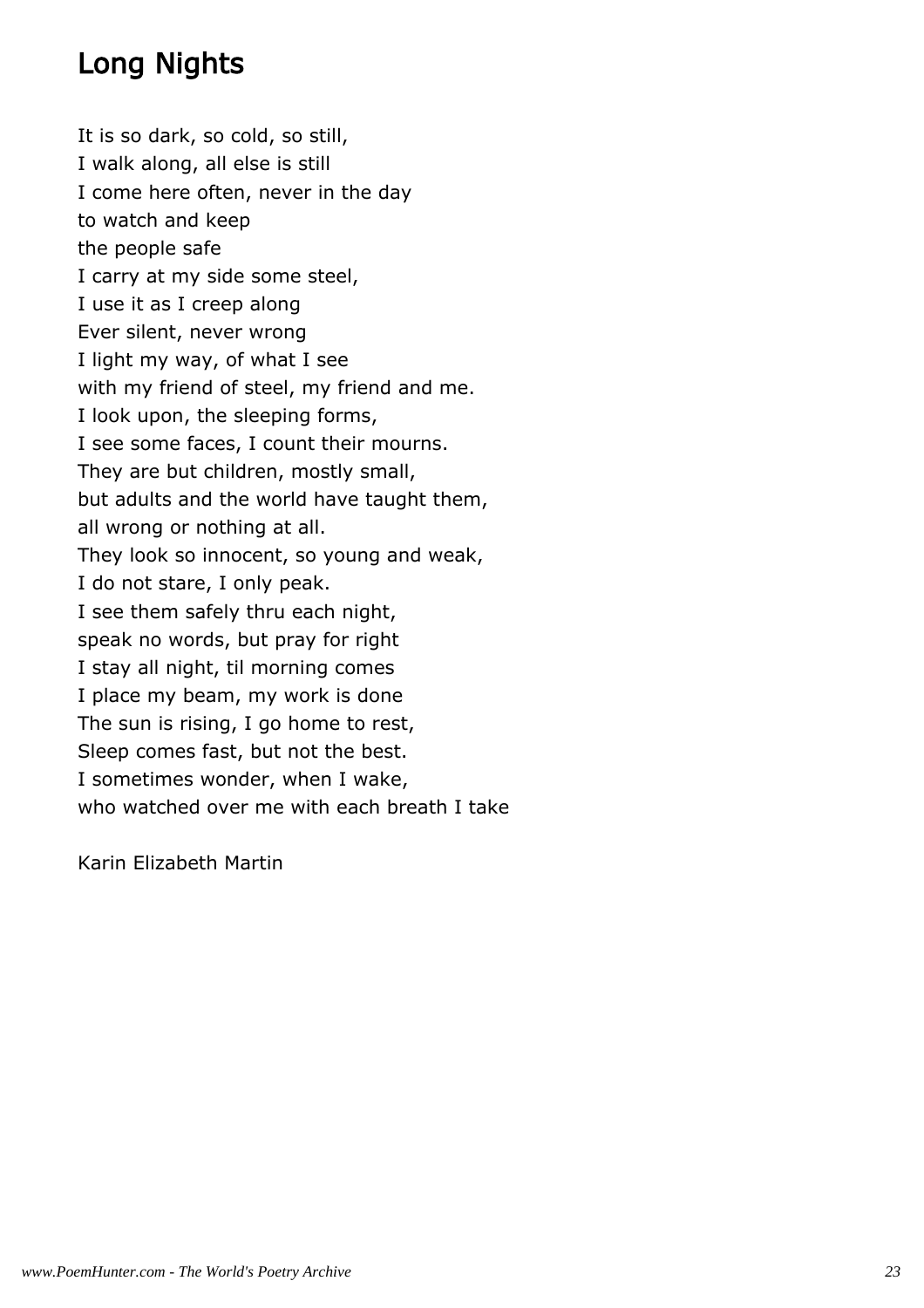## Long Nights

It is so dark, so cold, so still,  
I walk along, all else is still  
I come here often, never in the day  
to watch and keep  
the people safe  
I carry at my side some steel,  
I use it as I creep along  
Ever silent, never wrong  
I light my way, of what I see  
with my friend of steel, my friend and me.  
I look upon, the sleeping forms,  
I see some faces, I count their mourns.  
They are but children, mostly small,  
but adults and the world have taught them,  
all wrong or nothing at all.  
They look so innocent, so young and weak,  
I do not stare, I only peak.  
I see them safely thru each night,  
speak no words, but pray for right  
I stay all night, til morning comes  
I place my beam, my work is done  
The sun is rising, I go home to rest,  
Sleep comes fast, but not the best.  
I sometimes wonder, when I wake,  
who watched over me with each breath I take

Karin Elizabeth Martin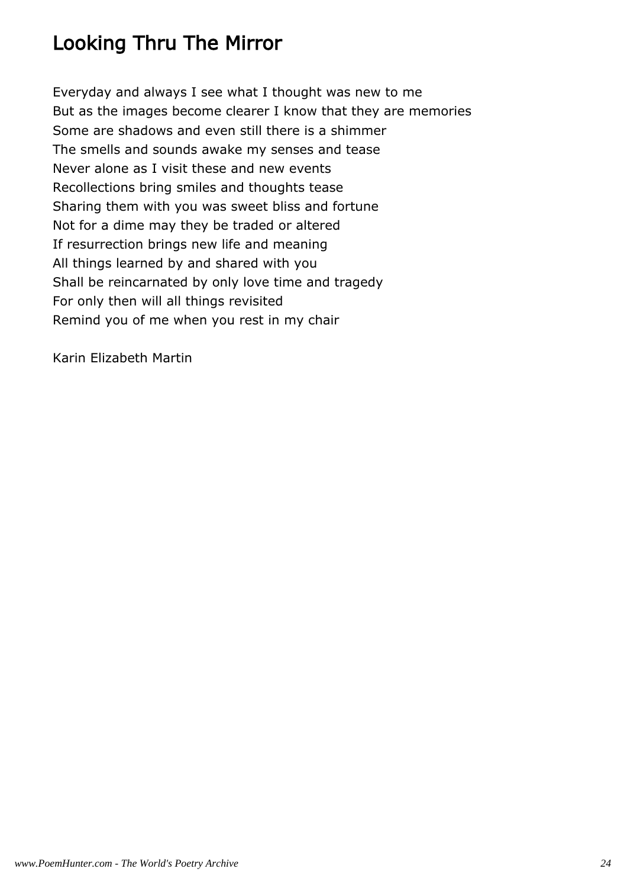# Looking Thru The Mirror

Everyday and always I see what I thought was new to me  
But as the images become clearer I know that they are memories  
Some are shadows and even still there is a shimmer  
The smells and sounds awake my senses and tease  
Never alone as I visit these and new events  
Recollections bring smiles and thoughts tease  
Sharing them with you was sweet bliss and fortune  
Not for a dime may they be traded or altered  
If resurrection brings new life and meaning  
All things learned by and shared with you  
Shall be reincarnated by only love time and tragedy  
For only then will all things revisited  
Remind you of me when you rest in my chair

Karin Elizabeth Martin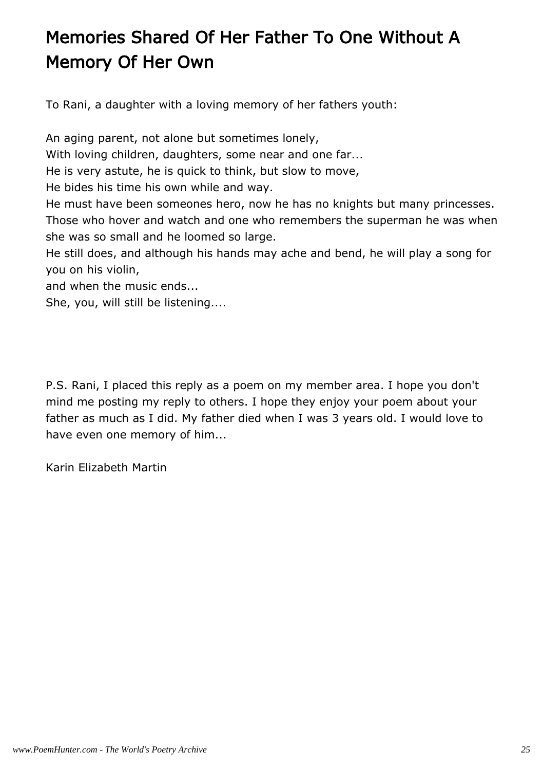# Memories Shared Of Her Father To One Without A Memory Of Her Own

To Rani, a daughter with a loving memory of her fathers youth:

An aging parent, not alone but sometimes lonely,
With loving children, daughters, some near and one far...
He is very astute, he is quick to think, but slow to move,
He bides his time his own while and way.
He must have been someones hero, now he has no knights but many princesses.
Those who hover and watch and one who remembers the superman he was when she was so small and he loomed so large.
He still does, and although his hands may ache and bend, he will play a song for you on his violin,
and when the music ends...
She, you, will still be listening....

P.S. Rani, I placed this reply as a poem on my member area. I hope you don't mind me posting my reply to others. I hope they enjoy your poem about your father as much as I did. My father died when I was 3 years old. I would love to have even one memory of him...

Karin Elizabeth Martin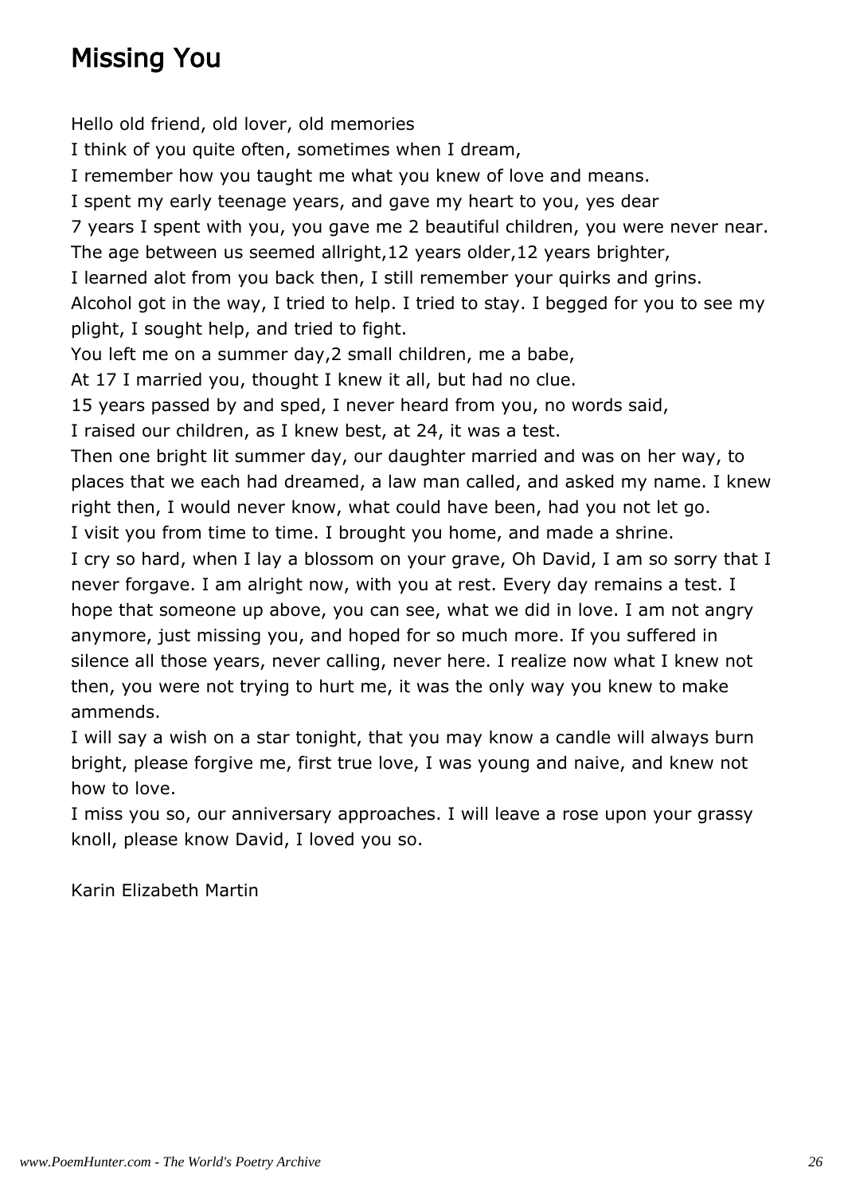## Missing You

Hello old friend, old lover, old memories  
I think of you quite often, sometimes when I dream,  
I remember how you taught me what you knew of love and means.  
I spent my early teenage years, and gave my heart to you, yes dear  
7 years I spent with you, you gave me 2 beautiful children, you were never near.  
The age between us seemed allright,12 years older,12 years brighter,  
I learned alot from you back then, I still remember your quirks and grins.  
Alcohol got in the way, I tried to help. I tried to stay. I begged for you to see my plight, I sought help, and tried to fight.  
You left me on a summer day,2 small children, me a babe,  
At 17 I married you, thought I knew it all, but had no clue.  
15 years passed by and sped, I never heard from you, no words said,  
I raised our children, as I knew best, at 24, it was a test.  
Then one bright lit summer day, our daughter married and was on her way, to places that we each had dreamed, a law man called, and asked my name. I knew right then, I would never know, what could have been, had you not let go.  
I visit you from time to time. I brought you home, and made a shrine.  
I cry so hard, when I lay a blossom on your grave, Oh David, I am so sorry that I never forgave. I am alright now, with you at rest. Every day remains a test. I hope that someone up above, you can see, what we did in love. I am not angry anymore, just missing you, and hoped for so much more. If you suffered in silence all those years, never calling, never here. I realize now what I knew not then, you were not trying to hurt me, it was the only way you knew to make ammends.  
I will say a wish on a star tonight, that you may know a candle will always burn bright, please forgive me, first true love, I was young and naive, and knew not how to love.  
I miss you so, our anniversary approaches. I will leave a rose upon your grassy knoll, please know David, I loved you so.

Karin Elizabeth Martin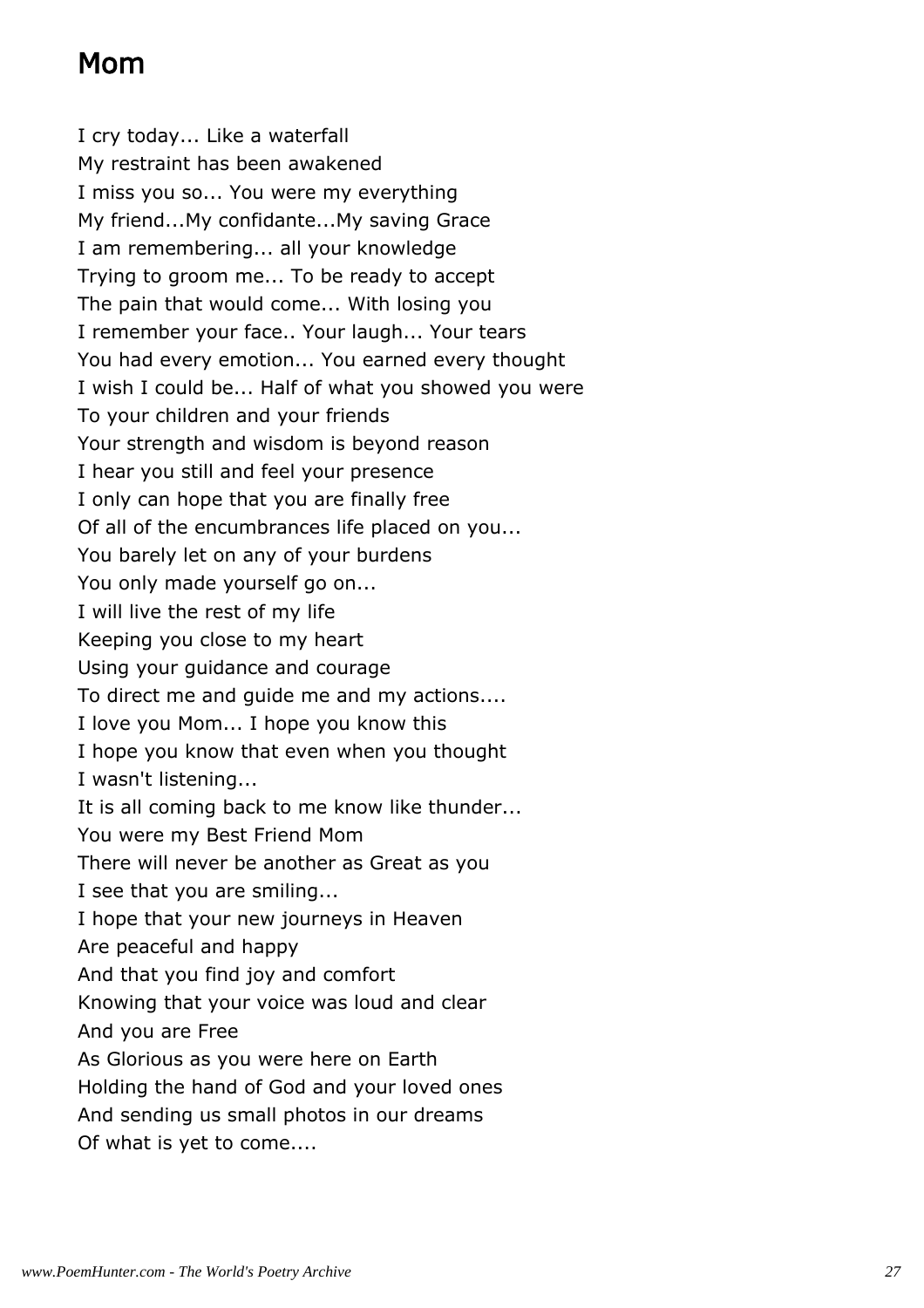# Mom

I cry today... Like a waterfall
My restraint has been awakened
I miss you so... You were my everything
My friend...My confidante...My saving Grace
I am remembering... all your knowledge
Trying to groom me... To be ready to accept
The pain that would come... With losing you
I remember your face.. Your laugh... Your tears
You had every emotion... You earned every thought
I wish I could be... Half of what you showed you were
To your children and your friends
Your strength and wisdom is beyond reason
I hear you still and feel your presence
I only can hope that you are finally free
Of all of the encumbrances life placed on you...
You barely let on any of your burdens
You only made yourself go on...
I will live the rest of my life
Keeping you close to my heart
Using your guidance and courage
To direct me and guide me and my actions....
I love you Mom... I hope you know this
I hope you know that even when you thought
I wasn't listening...
It is all coming back to me know like thunder...
You were my Best Friend Mom
There will never be another as Great as you
I see that you are smiling...
I hope that your new journeys in Heaven
Are peaceful and happy
And that you find joy and comfort
Knowing that your voice was loud and clear
And you are Free
As Glorious as you were here on Earth
Holding the hand of God and your loved ones
And sending us small photos in our dreams
Of what is yet to come....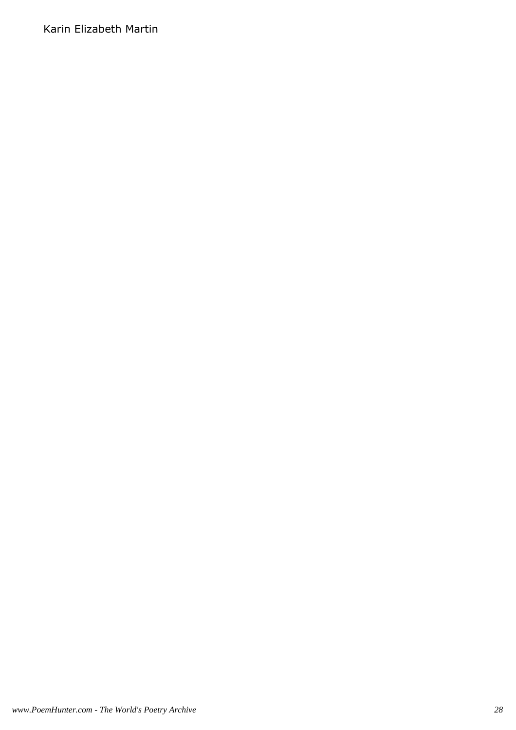Karin Elizabeth Martin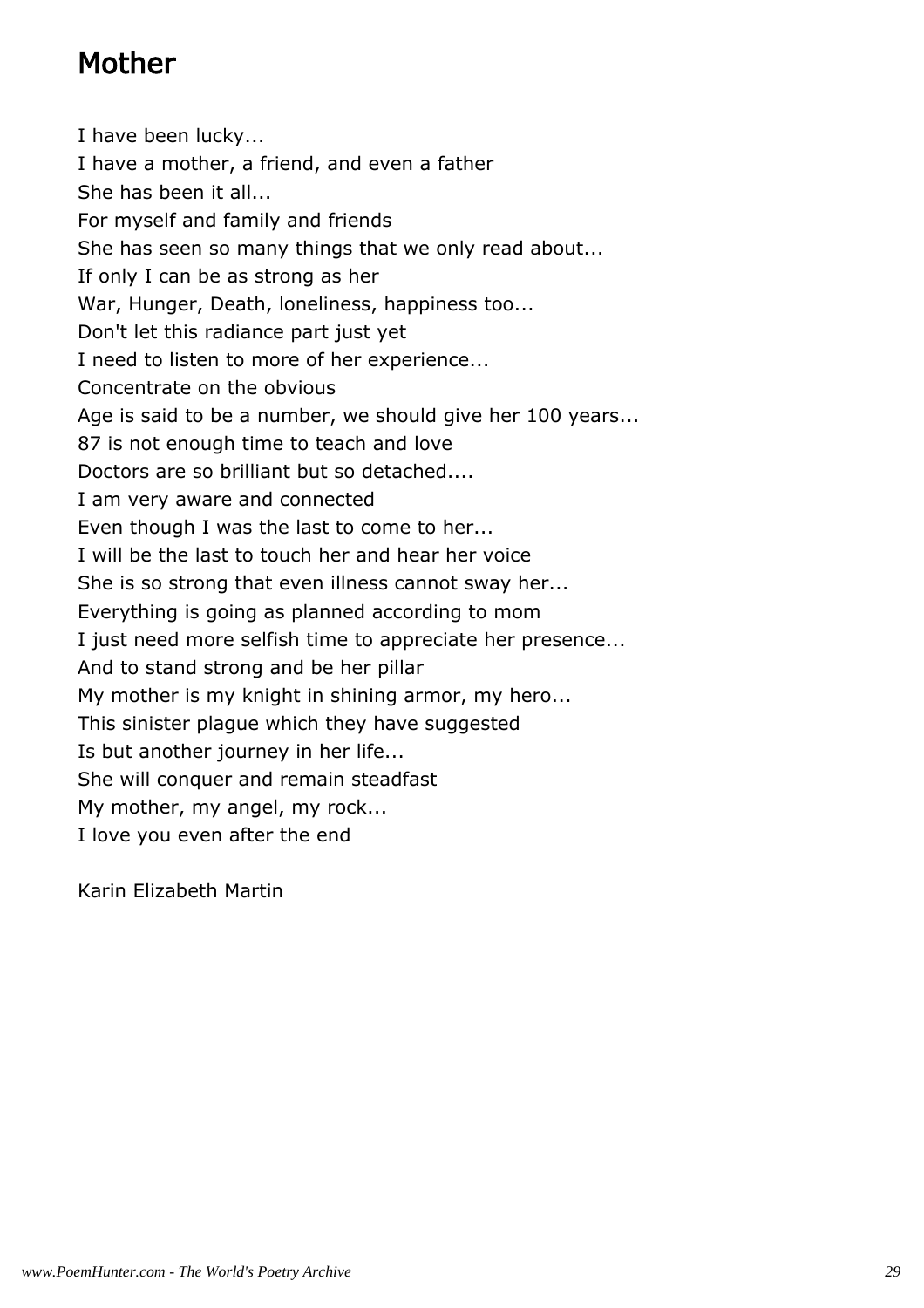# Mother

I have been lucky...
I have a mother, a friend, and even a father
She has been it all...
For myself and family and friends
She has seen so many things that we only read about...
If only I can be as strong as her
War, Hunger, Death, loneliness, happiness too...
Don't let this radiance part just yet
I need to listen to more of her experience...
Concentrate on the obvious
Age is said to be a number, we should give her 100 years...
87 is not enough time to teach and love
Doctors are so brilliant but so detached....
I am very aware and connected
Even though I was the last to come to her...
I will be the last to touch her and hear her voice
She is so strong that even illness cannot sway her...
Everything is going as planned according to mom
I just need more selfish time to appreciate her presence...
And to stand strong and be her pillar
My mother is my knight in shining armor, my hero...
This sinister plague which they have suggested
Is but another journey in her life...
She will conquer and remain steadfast
My mother, my angel, my rock...
I love you even after the end

Karin Elizabeth Martin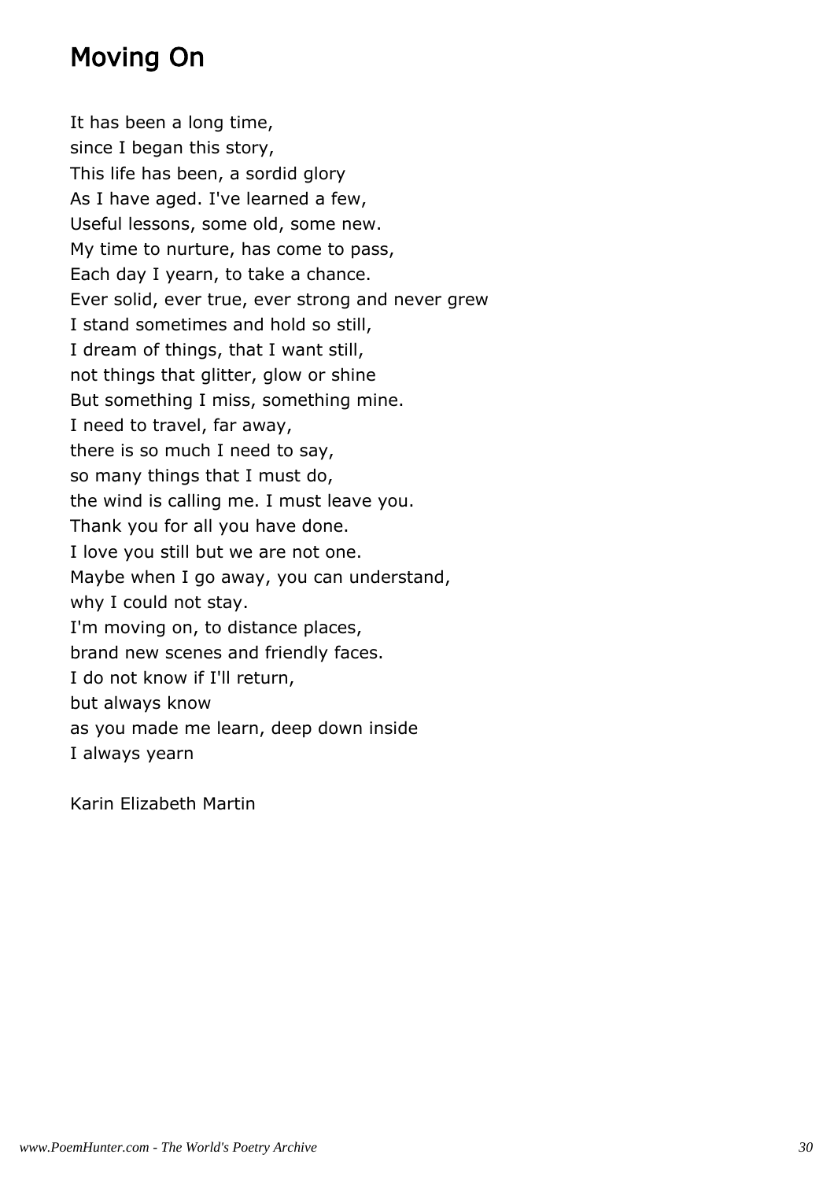# Moving On

It has been a long time,  
since I began this story,  
This life has been, a sordid glory  
As I have aged. I've learned a few,  
Useful lessons, some old, some new.  
My time to nurture, has come to pass,  
Each day I yearn, to take a chance.  
Ever solid, ever true, ever strong and never grew  
I stand sometimes and hold so still,  
I dream of things, that I want still,  
not things that glitter, glow or shine  
But something I miss, something mine.  
I need to travel, far away,  
there is so much I need to say,  
so many things that I must do,  
the wind is calling me. I must leave you.  
Thank you for all you have done.  
I love you still but we are not one.  
Maybe when I go away, you can understand,  
why I could not stay.  
I'm moving on, to distance places,  
brand new scenes and friendly faces.  
I do not know if I'll return,  
but always know  
as you made me learn, deep down inside  
I always yearn

Karin Elizabeth Martin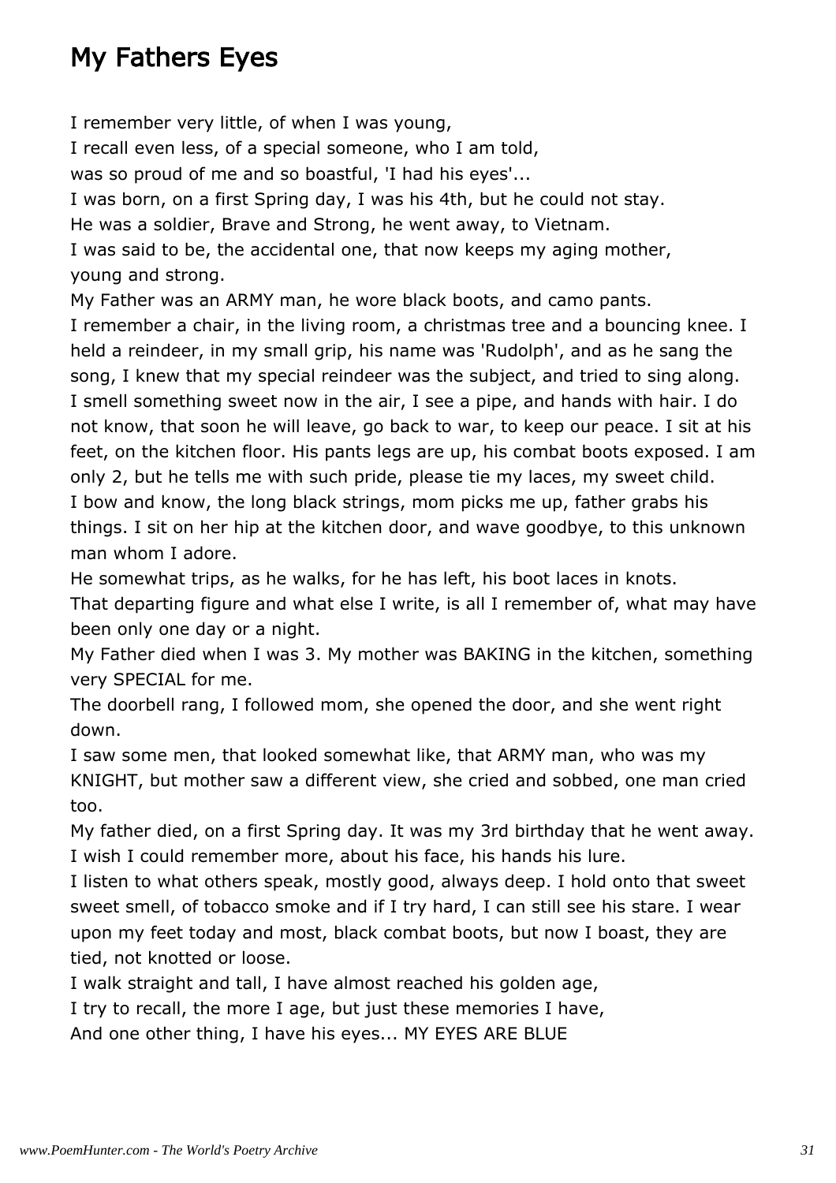# My Fathers Eyes

I remember very little, of when I was young,
I recall even less, of a special someone, who I am told,
was so proud of me and so boastful, 'I had his eyes'...
I was born, on a first Spring day, I was his 4th, but he could not stay.
He was a soldier, Brave and Strong, he went away, to Vietnam.
I was said to be, the accidental one, that now keeps my aging mother,
young and strong.
My Father was an ARMY man, he wore black boots, and camo pants.
I remember a chair, in the living room, a christmas tree and a bouncing knee. I held a reindeer, in my small grip, his name was 'Rudolph', and as he sang the song, I knew that my special reindeer was the subject, and tried to sing along. I smell something sweet now in the air, I see a pipe, and hands with hair. I do not know, that soon he will leave, go back to war, to keep our peace. I sit at his feet, on the kitchen floor. His pants legs are up, his combat boots exposed. I am only 2, but he tells me with such pride, please tie my laces, my sweet child. I bow and know, the long black strings, mom picks me up, father grabs his things. I sit on her hip at the kitchen door, and wave goodbye, to this unknown man whom I adore.
He somewhat trips, as he walks, for he has left, his boot laces in knots.
That departing figure and what else I write, is all I remember of, what may have been only one day or a night.
My Father died when I was 3. My mother was BAKING in the kitchen, something very SPECIAL for me.
The doorbell rang, I followed mom, she opened the door, and she went right down.
I saw some men, that looked somewhat like, that ARMY man, who was my KNIGHT, but mother saw a different view, she cried and sobbed, one man cried too.
My father died, on a first Spring day. It was my 3rd birthday that he went away. I wish I could remember more, about his face, his hands his lure.
I listen to what others speak, mostly good, always deep. I hold onto that sweet sweet smell, of tobacco smoke and if I try hard, I can still see his stare. I wear upon my feet today and most, black combat boots, but now I boast, they are tied, not knotted or loose.
I walk straight and tall, I have almost reached his golden age,
I try to recall, the more I age, but just these memories I have,
And one other thing, I have his eyes... MY EYES ARE BLUE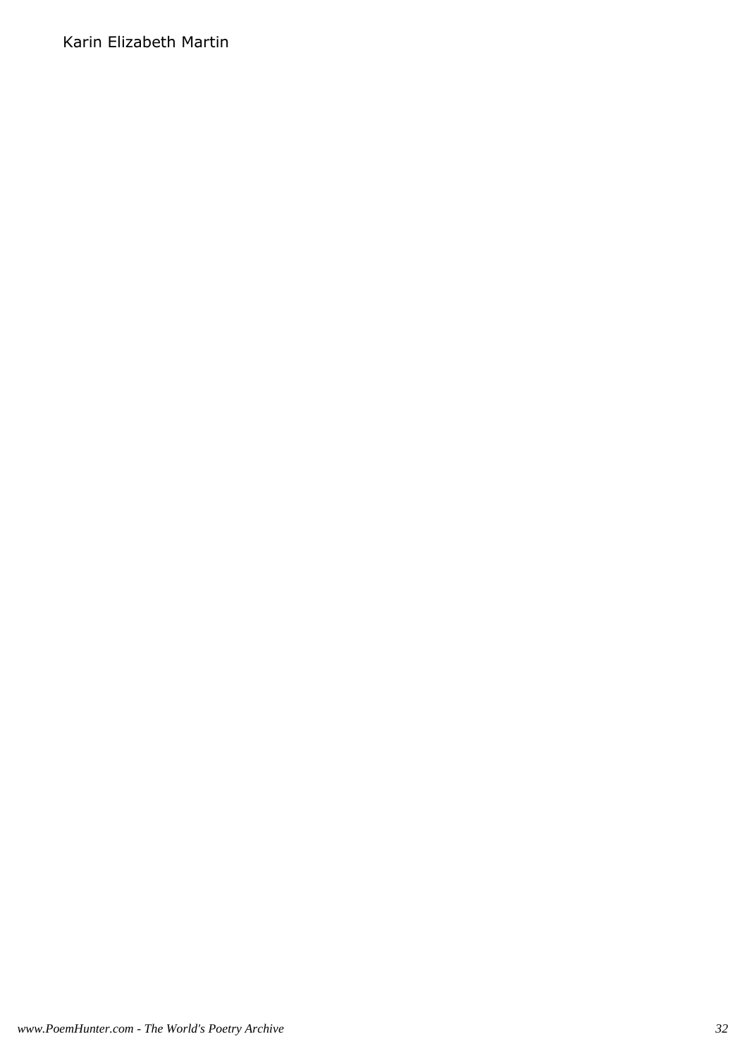Karin Elizabeth Martin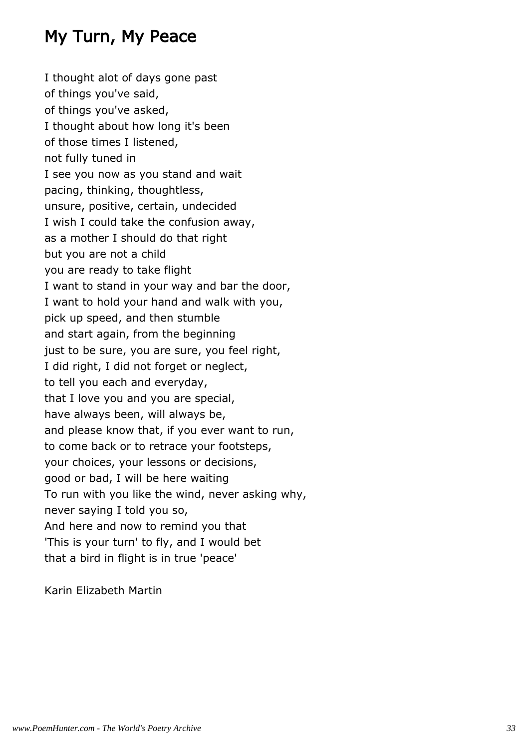# My Turn, My Peace

I thought alot of days gone past  
of things you've said,  
of things you've asked,  
I thought about how long it's been  
of those times I listened,  
not fully tuned in  
I see you now as you stand and wait  
pacing, thinking, thoughtless,  
unsure, positive, certain, undecided  
I wish I could take the confusion away,  
as a mother I should do that right  
but you are not a child  
you are ready to take flight  
I want to stand in your way and bar the door,  
I want to hold your hand and walk with you,  
pick up speed, and then stumble  
and start again, from the beginning  
just to be sure, you are sure, you feel right,  
I did right, I did not forget or neglect,  
to tell you each and everyday,  
that I love you and you are special,  
have always been, will always be,  
and please know that, if you ever want to run,  
to come back or to retrace your footsteps,  
your choices, your lessons or decisions,  
good or bad, I will be here waiting  
To run with you like the wind, never asking why,  
never saying I told you so,  
And here and now to remind you that  
'This is your turn' to fly, and I would bet  
that a bird in flight is in true 'peace'

Karin Elizabeth Martin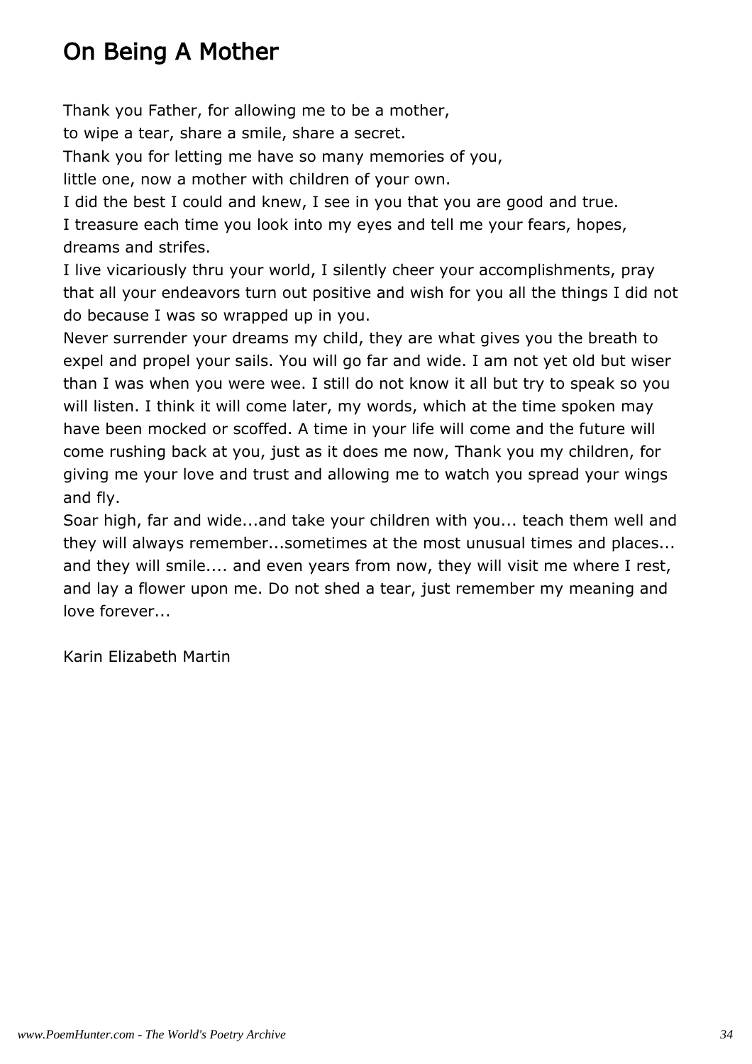# On Being A Mother

Thank you Father, for allowing me to be a mother,
to wipe a tear, share a smile, share a secret.
Thank you for letting me have so many memories of you,
little one, now a mother with children of your own.
I did the best I could and knew, I see in you that you are good and true.
I treasure each time you look into my eyes and tell me your fears, hopes, dreams and strifes.
I live vicariously thru your world, I silently cheer your accomplishments, pray that all your endeavors turn out positive and wish for you all the things I did not do because I was so wrapped up in you.
Never surrender your dreams my child, they are what gives you the breath to expel and propel your sails. You will go far and wide. I am not yet old but wiser than I was when you were wee. I still do not know it all but try to speak so you will listen. I think it will come later, my words, which at the time spoken may have been mocked or scoffed. A time in your life will come and the future will come rushing back at you, just as it does me now, Thank you my children, for giving me your love and trust and allowing me to watch you spread your wings and fly.
Soar high, far and wide...and take your children with you... teach them well and they will always remember...sometimes at the most unusual times and places... and they will smile.... and even years from now, they will visit me where I rest, and lay a flower upon me. Do not shed a tear, just remember my meaning and love forever...

Karin Elizabeth Martin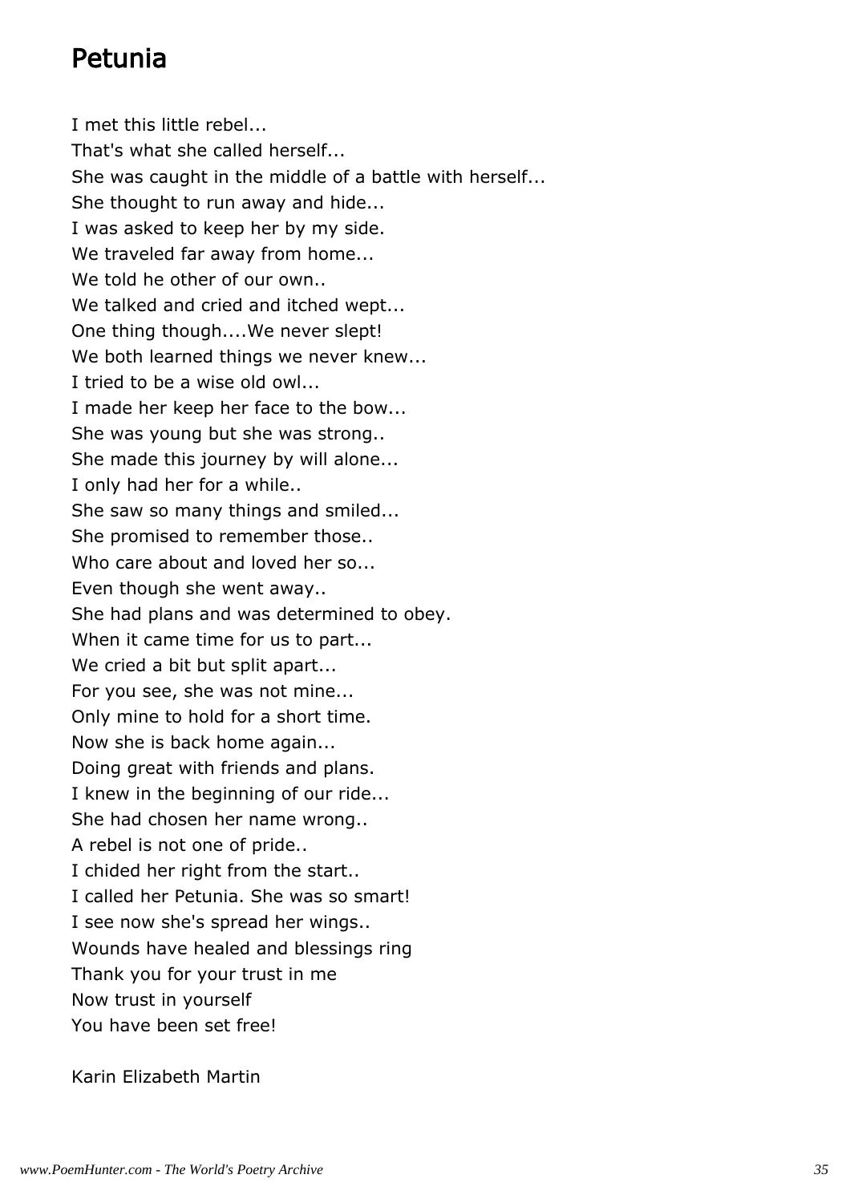# Petunia

I met this little rebel...  
That's what she called herself...  
She was caught in the middle of a battle with herself...  
She thought to run away and hide...  
I was asked to keep her by my side.  
We traveled far away from home...  
We told he other of our own..  
We talked and cried and itched wept...  
One thing though....We never slept!  
We both learned things we never knew...  
I tried to be a wise old owl...  
I made her keep her face to the bow...  
She was young but she was strong..  
She made this journey by will alone...  
I only had her for a while..  
She saw so many things and smiled...  
She promised to remember those..  
Who care about and loved her so...  
Even though she went away..  
She had plans and was determined to obey.  
When it came time for us to part...  
We cried a bit but split apart...  
For you see, she was not mine...  
Only mine to hold for a short time.  
Now she is back home again...  
Doing great with friends and plans.  
I knew in the beginning of our ride...  
She had chosen her name wrong..  
A rebel is not one of pride..  
I chided her right from the start..  
I called her Petunia. She was so smart!  
I see now she's spread her wings..  
Wounds have healed and blessings ring  
Thank you for your trust in me  
Now trust in yourself  
You have been set free!

Karin Elizabeth Martin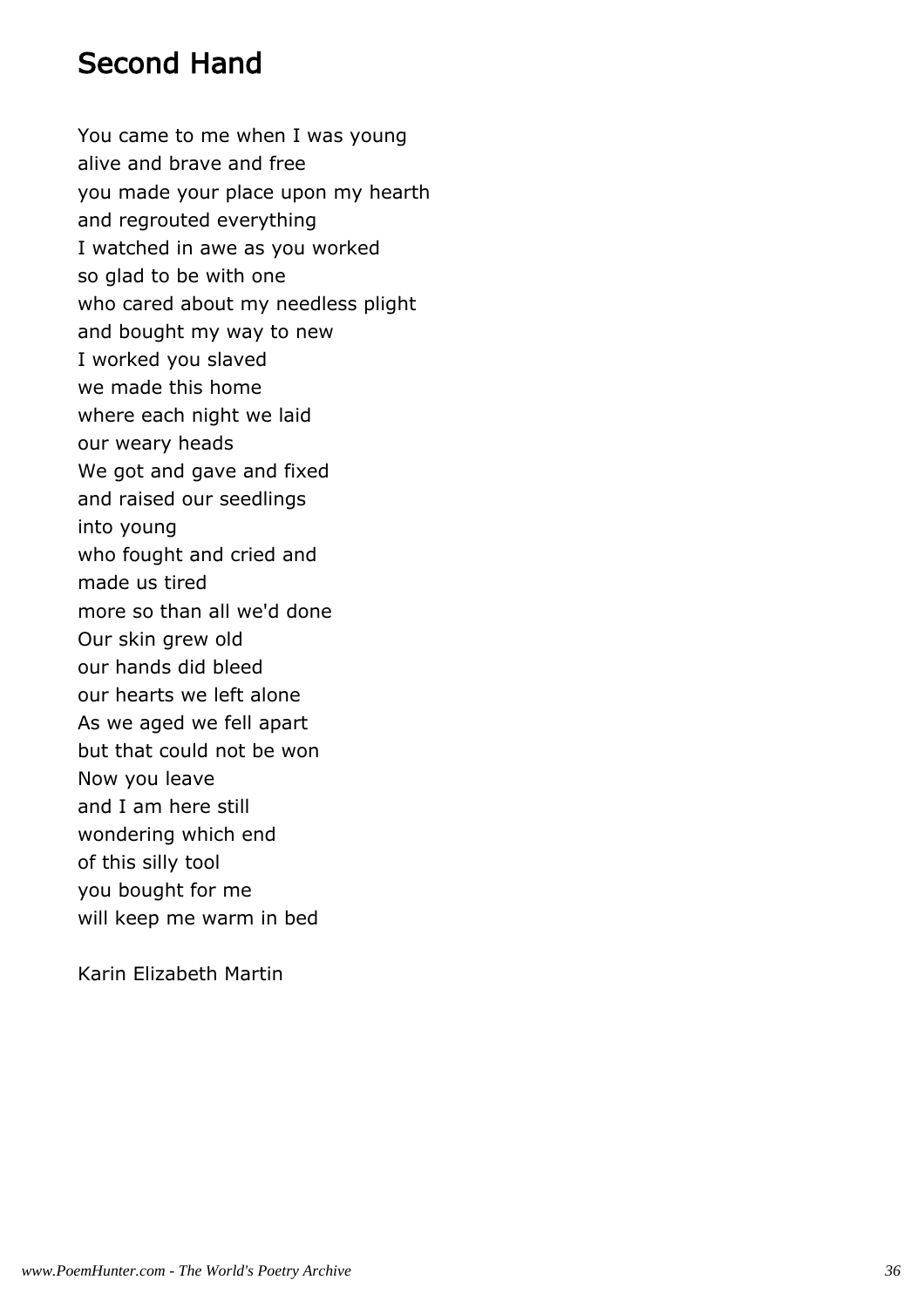# Second Hand

You came to me when I was young  
alive and brave and free  
you made your place upon my hearth  
and regrouted everything  
I watched in awe as you worked  
so glad to be with one  
who cared about my needless plight  
and bought my way to new  
I worked you slaved  
we made this home  
where each night we laid  
our weary heads  
We got and gave and fixed  
and raised our seedlings  
into young  
who fought and cried and  
made us tired  
more so than all we'd done  
Our skin grew old  
our hands did bleed  
our hearts we left alone  
As we aged we fell apart  
but that could not be won  
Now you leave  
and I am here still  
wondering which end  
of this silly tool  
you bought for me  
will keep me warm in bed

Karin Elizabeth Martin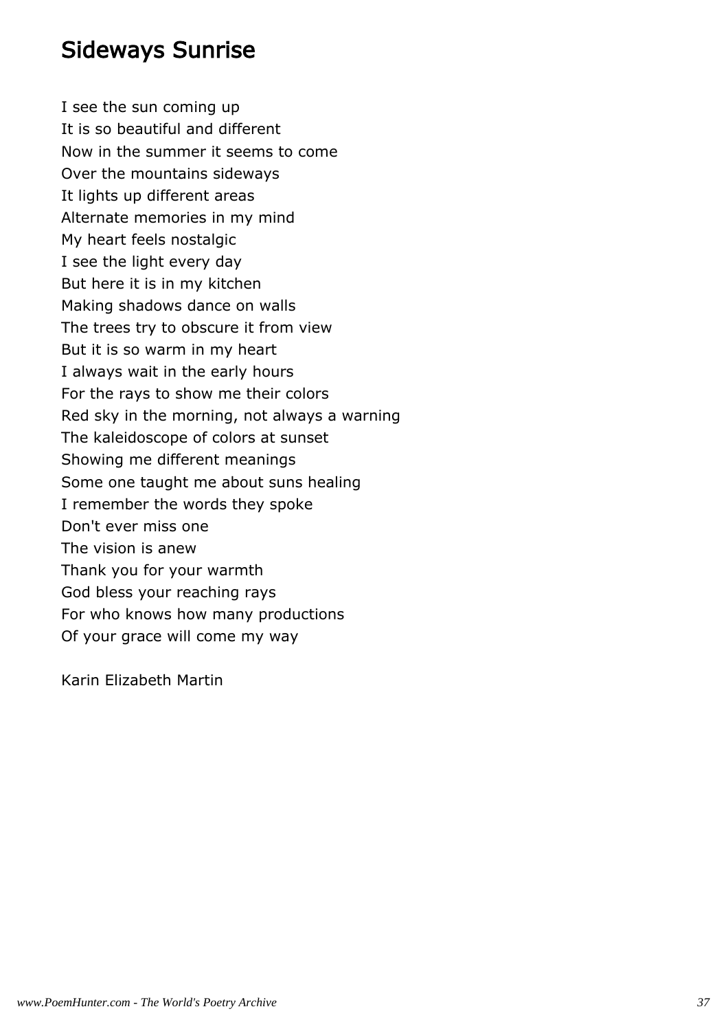## Sideways Sunrise

I see the sun coming up  
It is so beautiful and different  
Now in the summer it seems to come  
Over the mountains sideways  
It lights up different areas  
Alternate memories in my mind  
My heart feels nostalgic  
I see the light every day  
But here it is in my kitchen  
Making shadows dance on walls  
The trees try to obscure it from view  
But it is so warm in my heart  
I always wait in the early hours  
For the rays to show me their colors  
Red sky in the morning, not always a warning  
The kaleidoscope of colors at sunset  
Showing me different meanings  
Some one taught me about suns healing  
I remember the words they spoke  
Don't ever miss one  
The vision is anew  
Thank you for your warmth  
God bless your reaching rays  
For who knows how many productions  
Of your grace will come my way

Karin Elizabeth Martin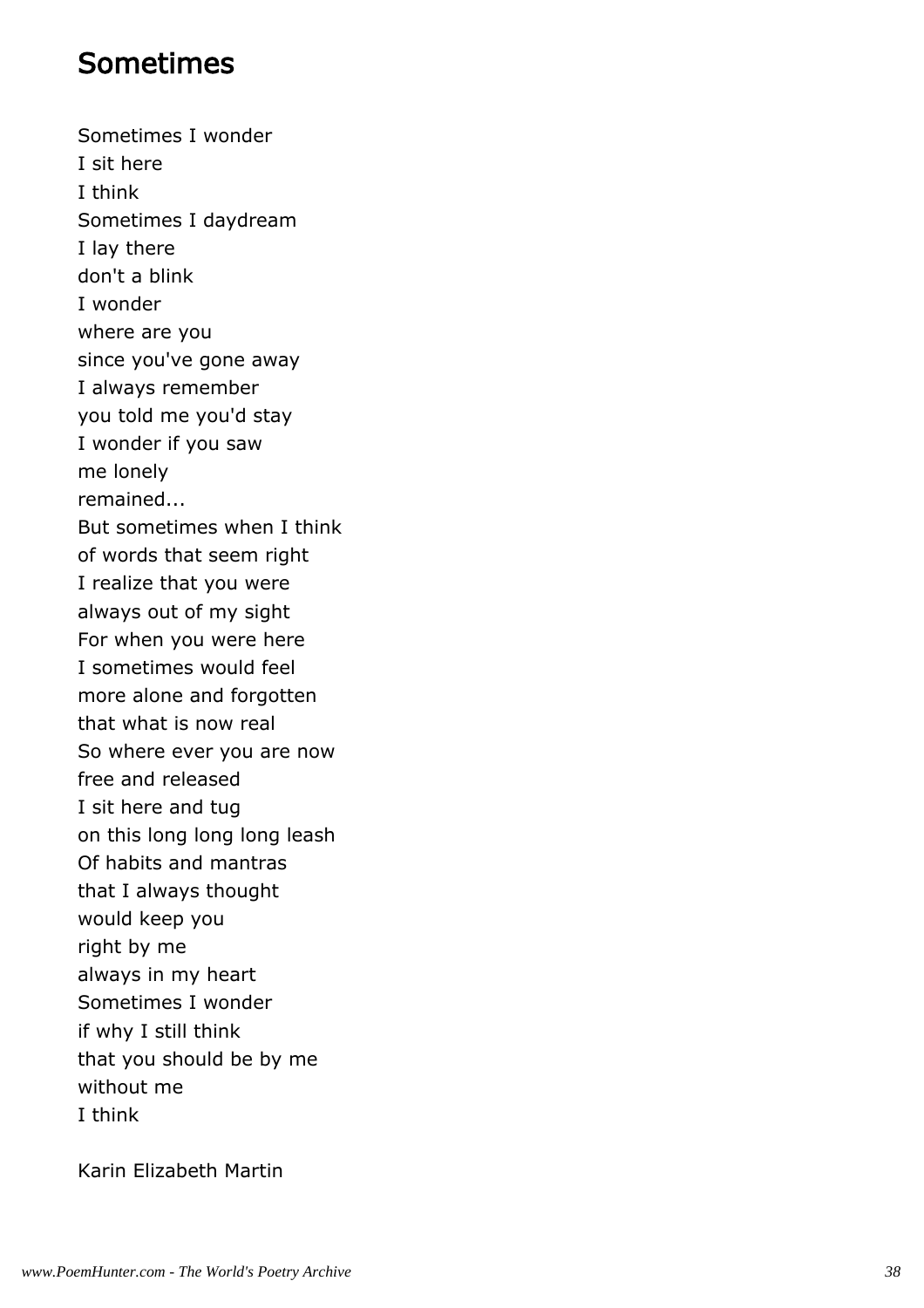# Sometimes

Sometimes I wonder  
I sit here  
I think  
Sometimes I daydream  
I lay there  
don't a blink  
I wonder  
where are you  
since you've gone away  
I always remember  
you told me you'd stay  
I wonder if you saw  
me lonely  
remained...  
But sometimes when I think  
of words that seem right  
I realize that you were  
always out of my sight  
For when you were here  
I sometimes would feel  
more alone and forgotten  
that what is now real  
So where ever you are now  
free and released  
I sit here and tug  
on this long long long leash  
Of habits and mantras  
that I always thought  
would keep you  
right by me  
always in my heart  
Sometimes I wonder  
if why I still think  
that you should be by me  
without me  
I think

Karin Elizabeth Martin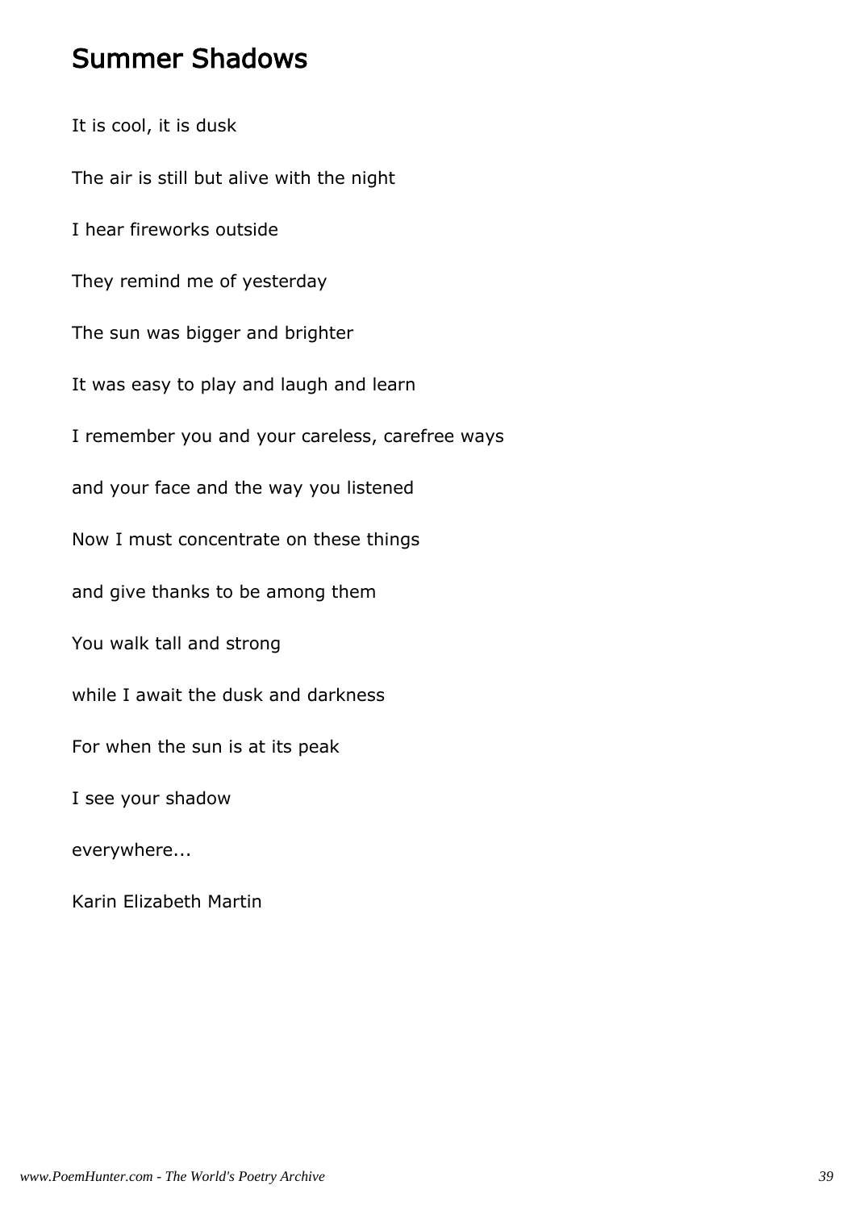## Summer Shadows

It is cool, it is dusk

The air is still but alive with the night

I hear fireworks outside

They remind me of yesterday

The sun was bigger and brighter

It was easy to play and laugh and learn

I remember you and your careless, carefree ways

and your face and the way you listened

Now I must concentrate on these things

and give thanks to be among them

You walk tall and strong

while I await the dusk and darkness

For when the sun is at its peak

I see your shadow

everywhere...

Karin Elizabeth Martin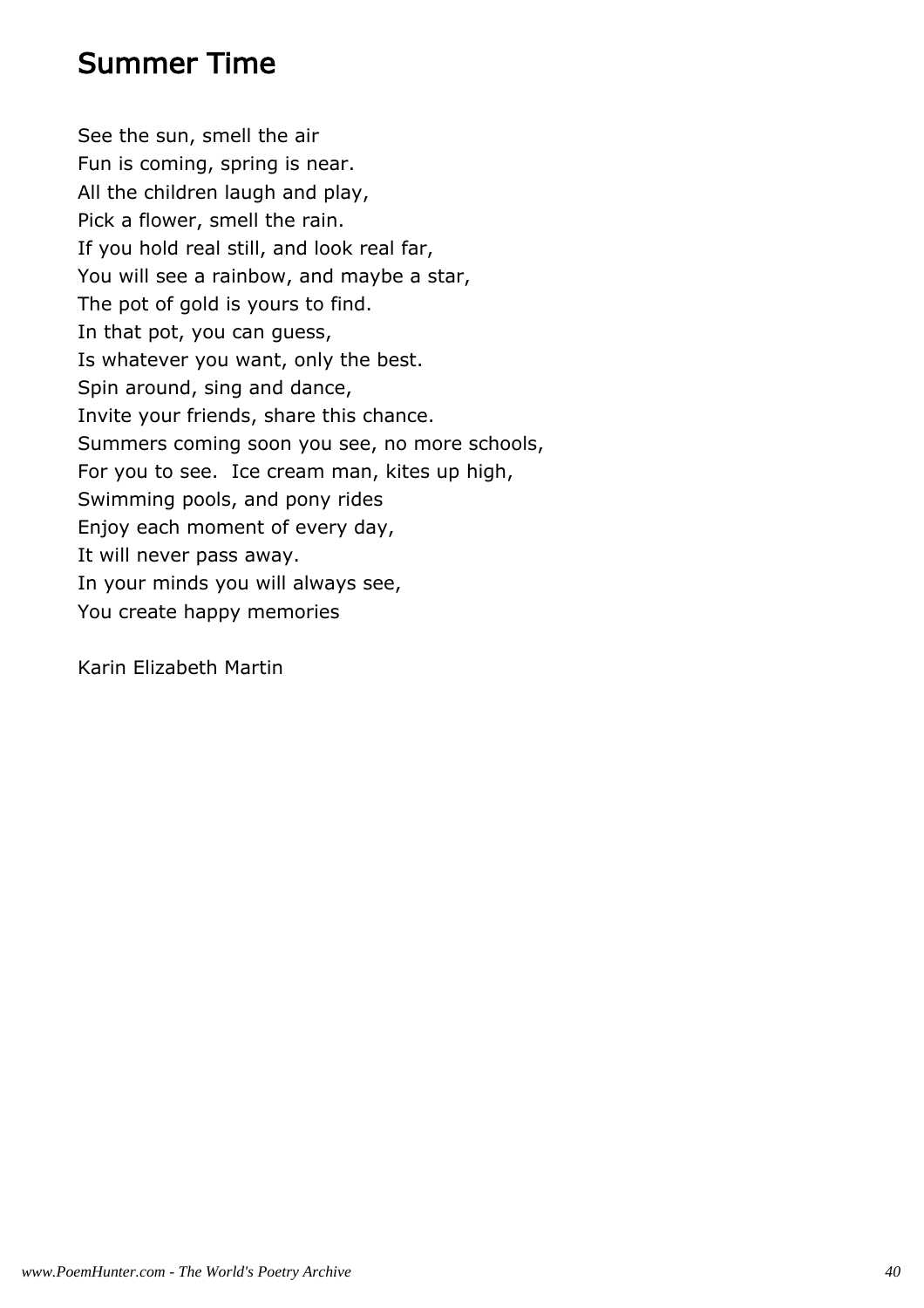## Summer Time

See the sun, smell the air
Fun is coming, spring is near.
All the children laugh and play,
Pick a flower, smell the rain.
If you hold real still, and look real far,
You will see a rainbow, and maybe a star,
The pot of gold is yours to find.
In that pot, you can guess,
Is whatever you want, only the best.
Spin around, sing and dance,
Invite your friends, share this chance.
Summers coming soon you see, no more schools,
For you to see.  Ice cream man, kites up high,
Swimming pools, and pony rides
Enjoy each moment of every day,
It will never pass away.
In your minds you will always see,
You create happy memories

Karin Elizabeth Martin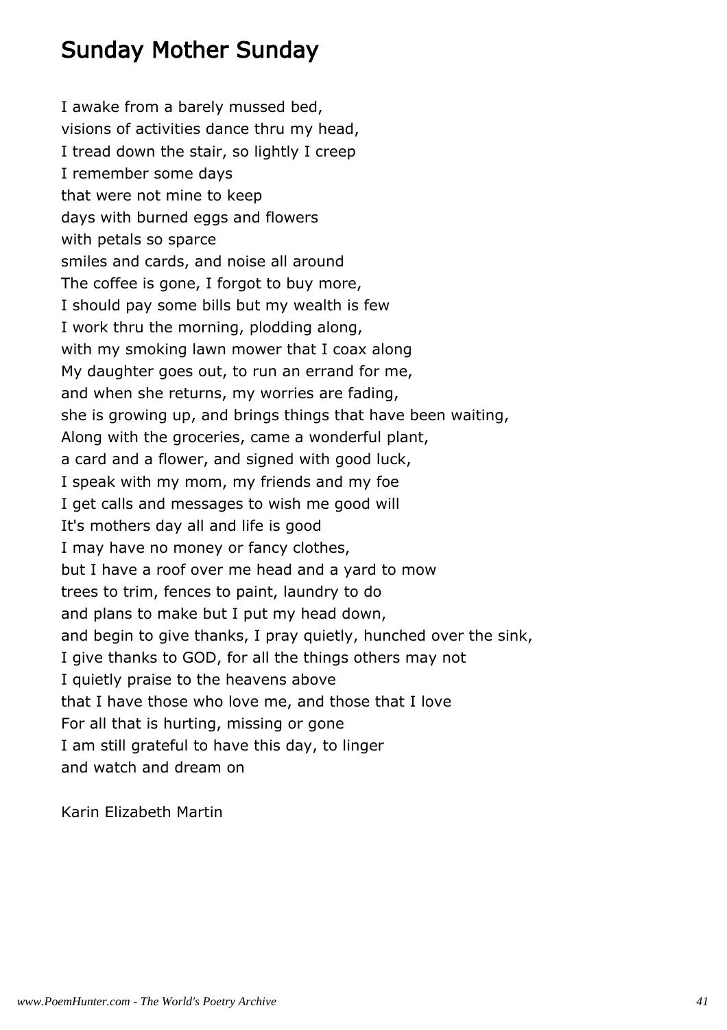## Sunday Mother Sunday

I awake from a barely mussed bed,  
visions of activities dance thru my head,  
I tread down the stair, so lightly I creep  
I remember some days  
that were not mine to keep  
days with burned eggs and flowers  
with petals so sparce  
smiles and cards, and noise all around  
The coffee is gone, I forgot to buy more,  
I should pay some bills but my wealth is few  
I work thru the morning, plodding along,  
with my smoking lawn mower that I coax along  
My daughter goes out, to run an errand for me,  
and when she returns, my worries are fading,  
she is growing up, and brings things that have been waiting,  
Along with the groceries, came a wonderful plant,  
a card and a flower, and signed with good luck,  
I speak with my mom, my friends and my foe  
I get calls and messages to wish me good will  
It's mothers day all and life is good  
I may have no money or fancy clothes,  
but I have a roof over me head and a yard to mow  
trees to trim, fences to paint, laundry to do  
and plans to make but I put my head down,  
and begin to give thanks, I pray quietly, hunched over the sink,  
I give thanks to GOD, for all the things others may not  
I quietly praise to the heavens above  
that I have those who love me, and those that I love  
For all that is hurting, missing or gone  
I am still grateful to have this day, to linger  
and watch and dream on

Karin Elizabeth Martin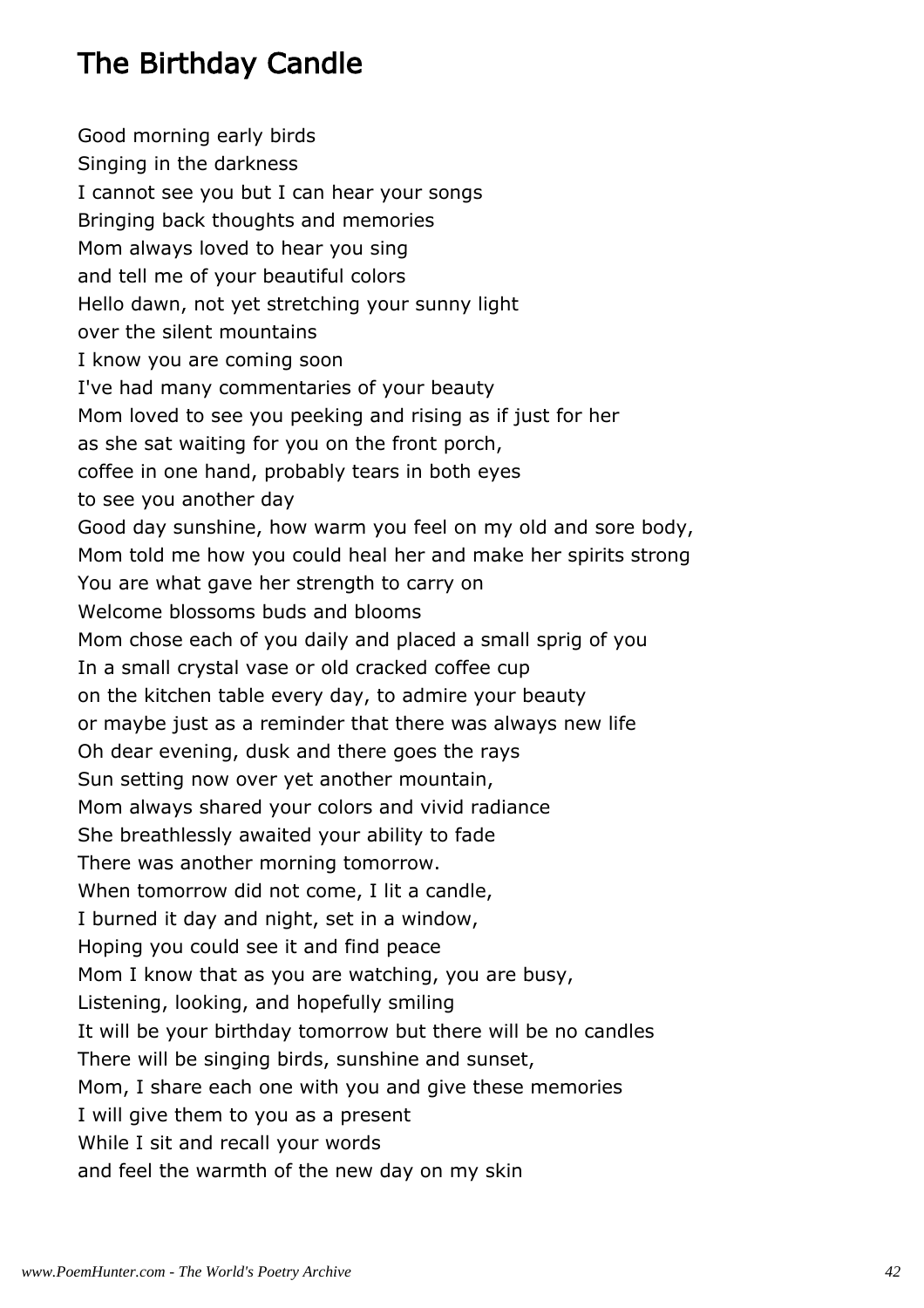## The Birthday Candle

Good morning early birds
Singing in the darkness
I cannot see you but I can hear your songs
Bringing back thoughts and memories
Mom always loved to hear you sing
and tell me of your beautiful colors
Hello dawn, not yet stretching your sunny light
over the silent mountains
I know you are coming soon
I've had many commentaries of your beauty
Mom loved to see you peeking and rising as if just for her
as she sat waiting for you on the front porch,
coffee in one hand, probably tears in both eyes
to see you another day
Good day sunshine, how warm you feel on my old and sore body,
Mom told me how you could heal her and make her spirits strong
You are what gave her strength to carry on
Welcome blossoms buds and blooms
Mom chose each of you daily and placed a small sprig of you
In a small crystal vase or old cracked coffee cup
on the kitchen table every day, to admire your beauty
or maybe just as a reminder that there was always new life
Oh dear evening, dusk and there goes the rays
Sun setting now over yet another mountain,
Mom always shared your colors and vivid radiance
She breathlessly awaited your ability to fade
There was another morning tomorrow.
When tomorrow did not come, I lit a candle,
I burned it day and night, set in a window,
Hoping you could see it and find peace
Mom I know that as you are watching, you are busy,
Listening, looking, and hopefully smiling
It will be your birthday tomorrow but there will be no candles
There will be singing birds, sunshine and sunset,
Mom, I share each one with you and give these memories
I will give them to you as a present
While I sit and recall your words
and feel the warmth of the new day on my skin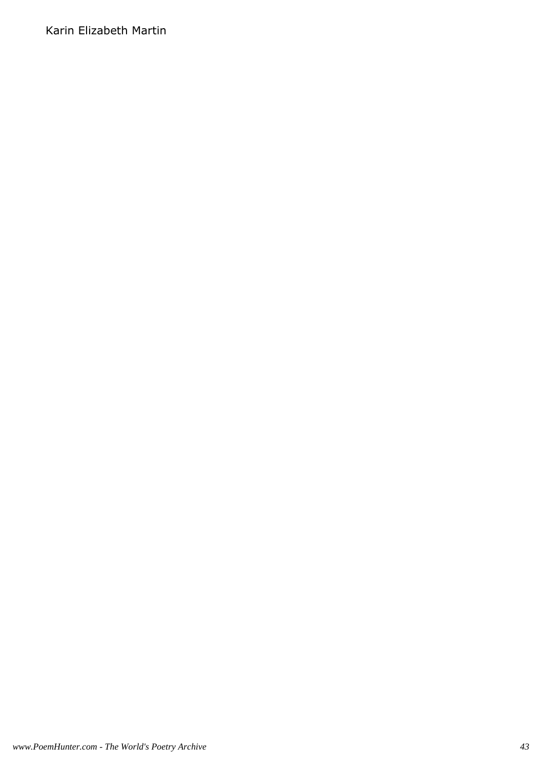Karin Elizabeth Martin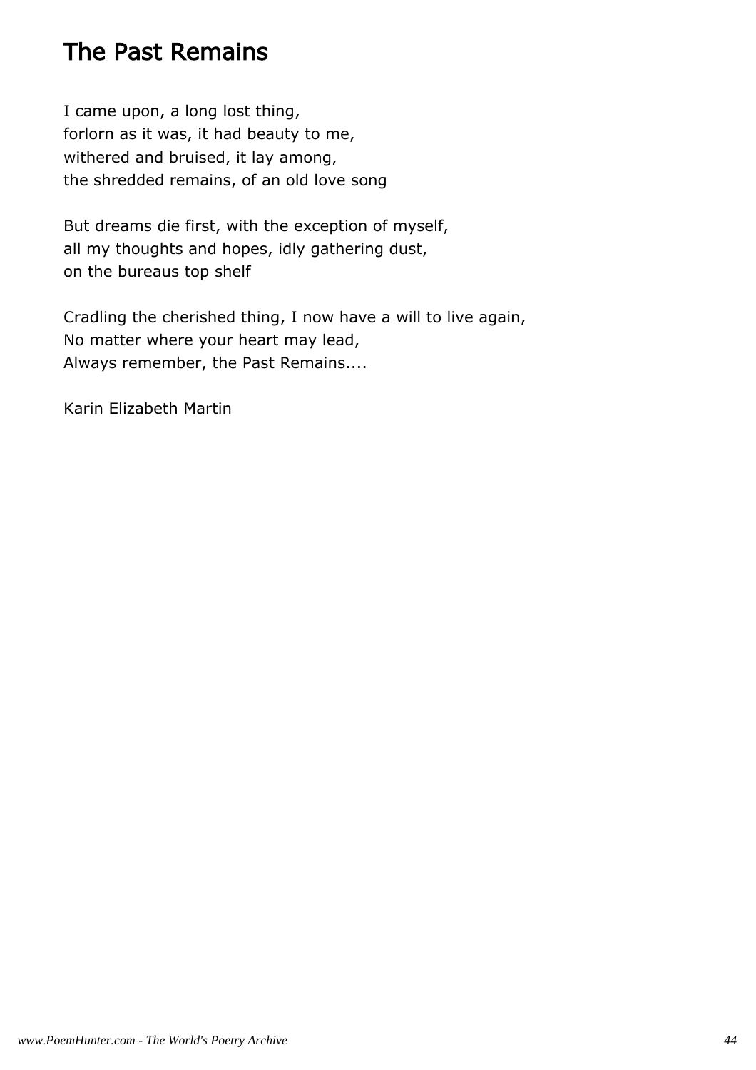# The Past Remains

I came upon, a long lost thing,
forlorn as it was, it had beauty to me,
withered and bruised, it lay among,
the shredded remains, of an old love song

But dreams die first, with the exception of myself,
all my thoughts and hopes, idly gathering dust,
on the bureaus top shelf

Cradling the cherished thing, I now have a will to live again,
No matter where your heart may lead,
Always remember, the Past Remains....

Karin Elizabeth Martin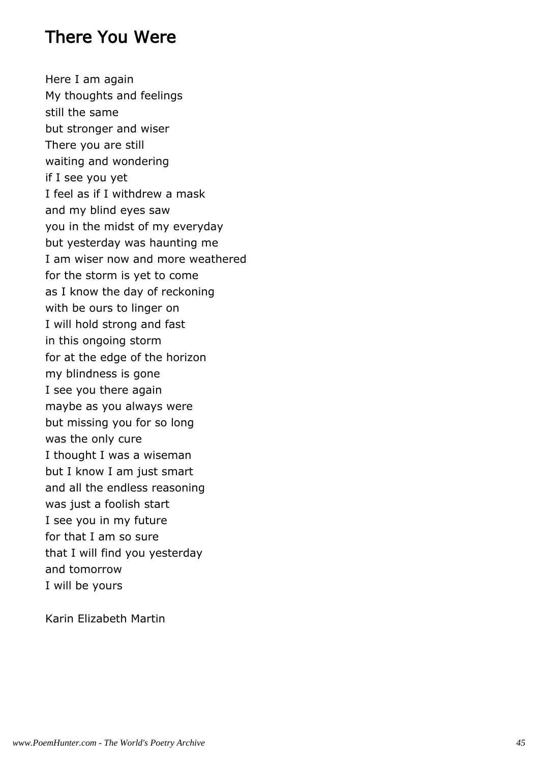# There You Were

Here I am again  
My thoughts and feelings  
still the same  
but stronger and wiser  
There you are still  
waiting and wondering  
if I see you yet  
I feel as if I withdrew a mask  
and my blind eyes saw  
you in the midst of my everyday  
but yesterday was haunting me  
I am wiser now and more weathered  
for the storm is yet to come  
as I know the day of reckoning  
with be ours to linger on  
I will hold strong and fast  
in this ongoing storm  
for at the edge of the horizon  
my blindness is gone  
I see you there again  
maybe as you always were  
but missing you for so long  
was the only cure  
I thought I was a wiseman  
but I know I am just smart  
and all the endless reasoning  
was just a foolish start  
I see you in my future  
for that I am so sure  
that I will find you yesterday  
and tomorrow  
I will be yours

Karin Elizabeth Martin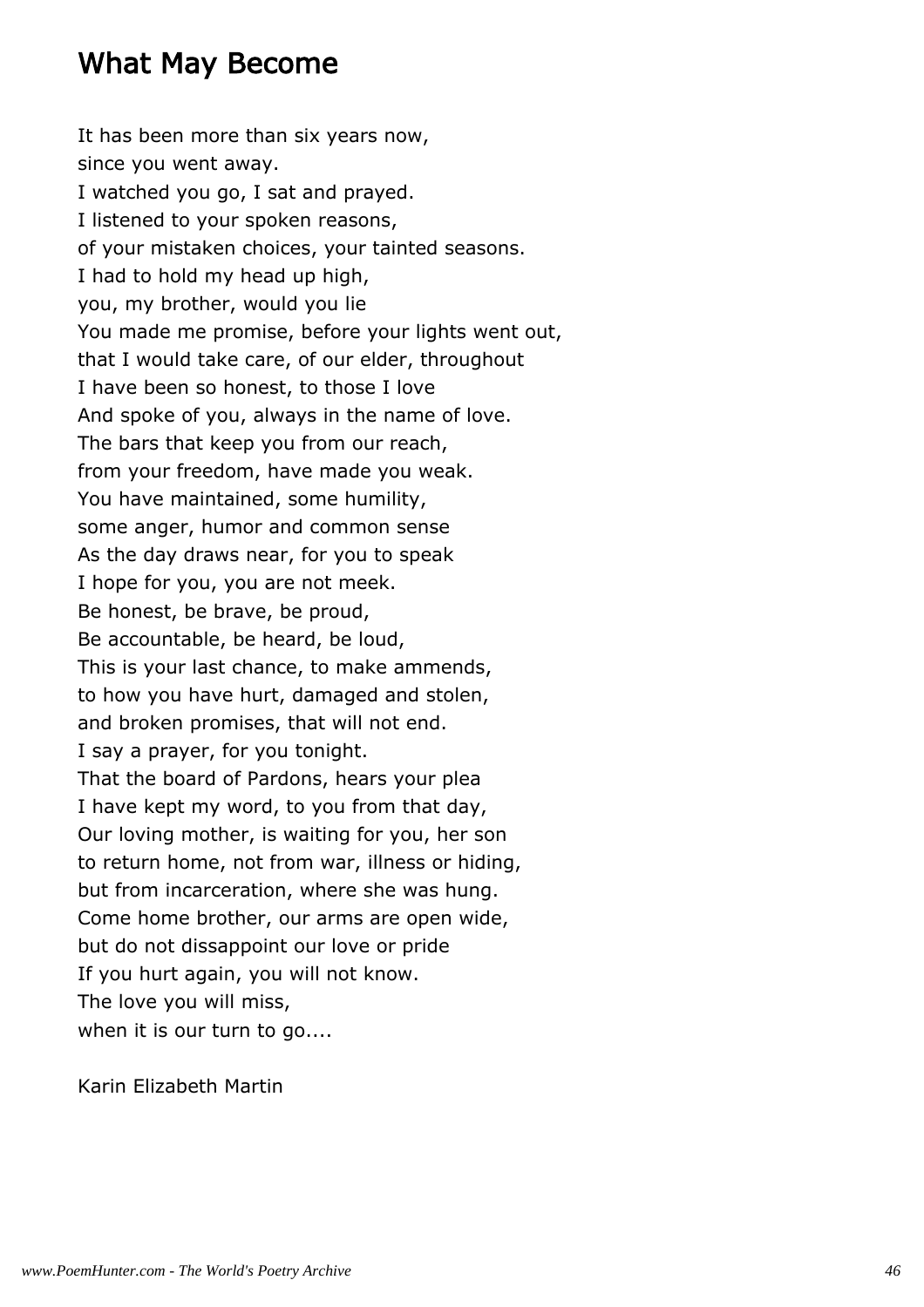## What May Become

It has been more than six years now,  
since you went away.  
I watched you go, I sat and prayed.  
I listened to your spoken reasons,  
of your mistaken choices, your tainted seasons.  
I had to hold my head up high,  
you, my brother, would you lie  
You made me promise, before your lights went out,  
that I would take care, of our elder, throughout  
I have been so honest, to those I love  
And spoke of you, always in the name of love.  
The bars that keep you from our reach,  
from your freedom, have made you weak.  
You have maintained, some humility,  
some anger, humor and common sense  
As the day draws near, for you to speak  
I hope for you, you are not meek.  
Be honest, be brave, be proud,  
Be accountable, be heard, be loud,  
This is your last chance, to make ammends,  
to how you have hurt, damaged and stolen,  
and broken promises, that will not end.  
I say a prayer, for you tonight.  
That the board of Pardons, hears your plea  
I have kept my word, to you from that day,  
Our loving mother, is waiting for you, her son  
to return home, not from war, illness or hiding,  
but from incarceration, where she was hung.  
Come home brother, our arms are open wide,  
but do not dissappoint our love or pride  
If you hurt again, you will not know.  
The love you will miss,  
when it is our turn to go....

Karin Elizabeth Martin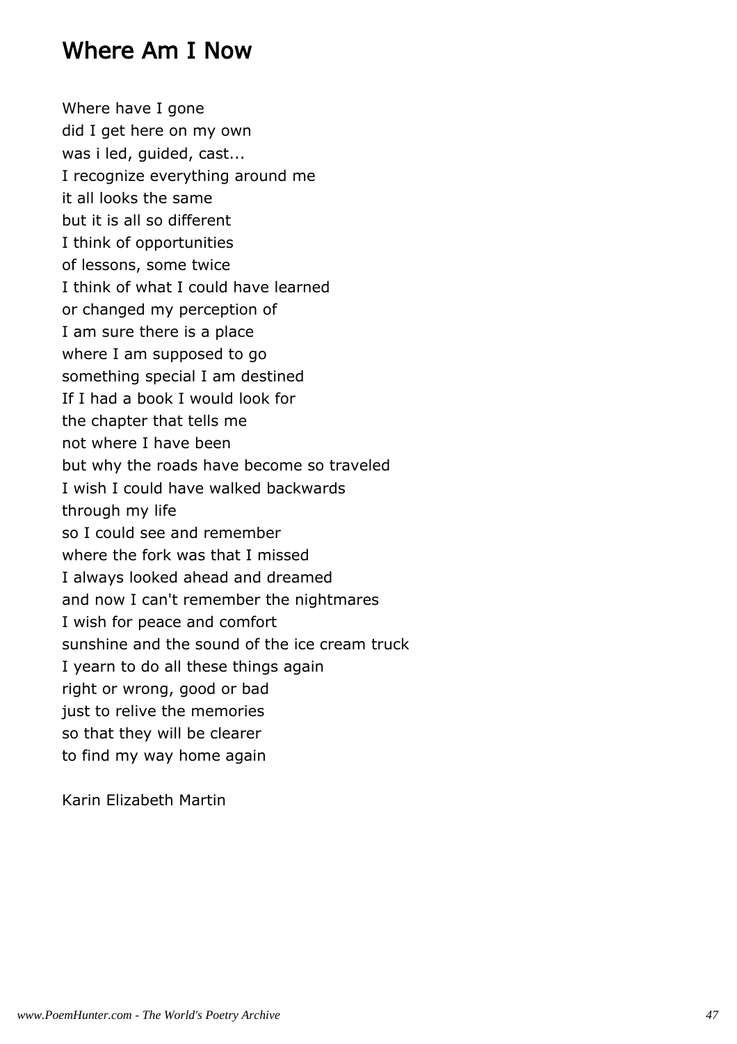## Where Am I Now

Where have I gone  
did I get here on my own  
was i led, guided, cast...  
I recognize everything around me  
it all looks the same  
but it is all so different  
I think of opportunities  
of lessons, some twice  
I think of what I could have learned  
or changed my perception of  
I am sure there is a place  
where I am supposed to go  
something special I am destined  
If I had a book I would look for  
the chapter that tells me  
not where I have been  
but why the roads have become so traveled  
I wish I could have walked backwards  
through my life  
so I could see and remember  
where the fork was that I missed  
I always looked ahead and dreamed  
and now I can't remember the nightmares  
I wish for peace and comfort  
sunshine and the sound of the ice cream truck  
I yearn to do all these things again  
right or wrong, good or bad  
just to relive the memories  
so that they will be clearer  
to find my way home again

Karin Elizabeth Martin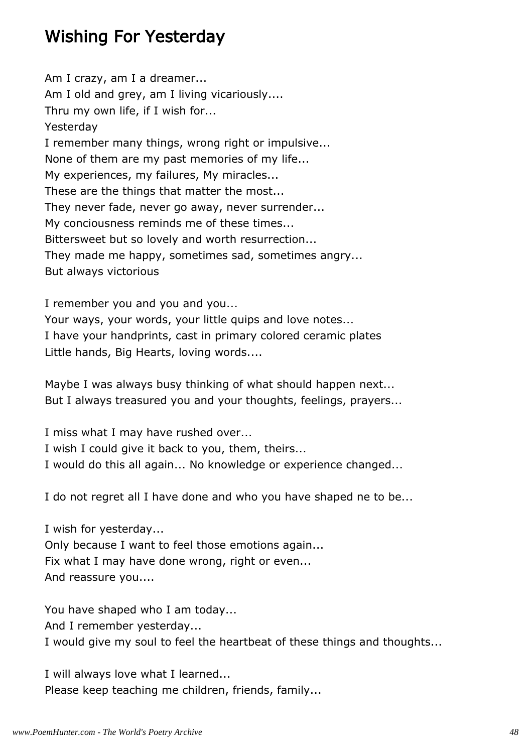# Wishing For Yesterday

Am I crazy, am I a dreamer...
Am I old and grey, am I living vicariously....
Thru my own life, if I wish for...
Yesterday
I remember many things, wrong right or impulsive...
None of them are my past memories of my life...
My experiences, my failures, My miracles...
These are the things that matter the most...
They never fade, never go away, never surrender...
My conciousness reminds me of these times...
Bittersweet but so lovely and worth resurrection...
They made me happy, sometimes sad, sometimes angry...
But always victorious

I remember you and you and you...
Your ways, your words, your little quips and love notes...
I have your handprints, cast in primary colored ceramic plates
Little hands, Big Hearts, loving words....

Maybe I was always busy thinking of what should happen next...
But I always treasured you and your thoughts, feelings, prayers...

I miss what I may have rushed over...
I wish I could give it back to you, them, theirs...
I would do this all again... No knowledge or experience changed...

I do not regret all I have done and who you have shaped ne to be...

I wish for yesterday...
Only because I want to feel those emotions again...
Fix what I may have done wrong, right or even...
And reassure you....

You have shaped who I am today...
And I remember yesterday...
I would give my soul to feel the heartbeat of these things and thoughts...

I will always love what I learned...
Please keep teaching me children, friends, family...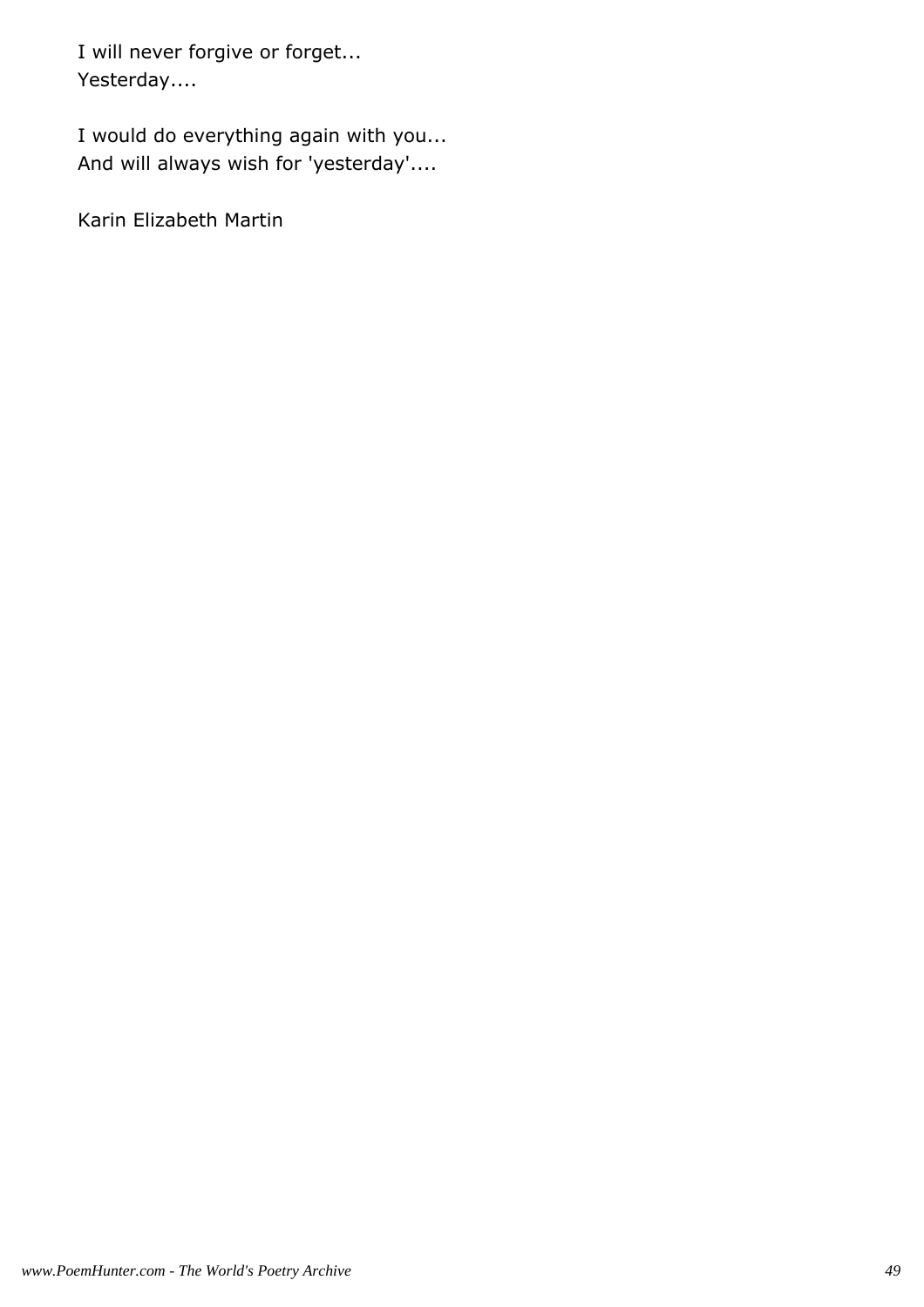I will never forgive or forget...
Yesterday....

I would do everything again with you...
And will always wish for 'yesterday'....

Karin Elizabeth Martin